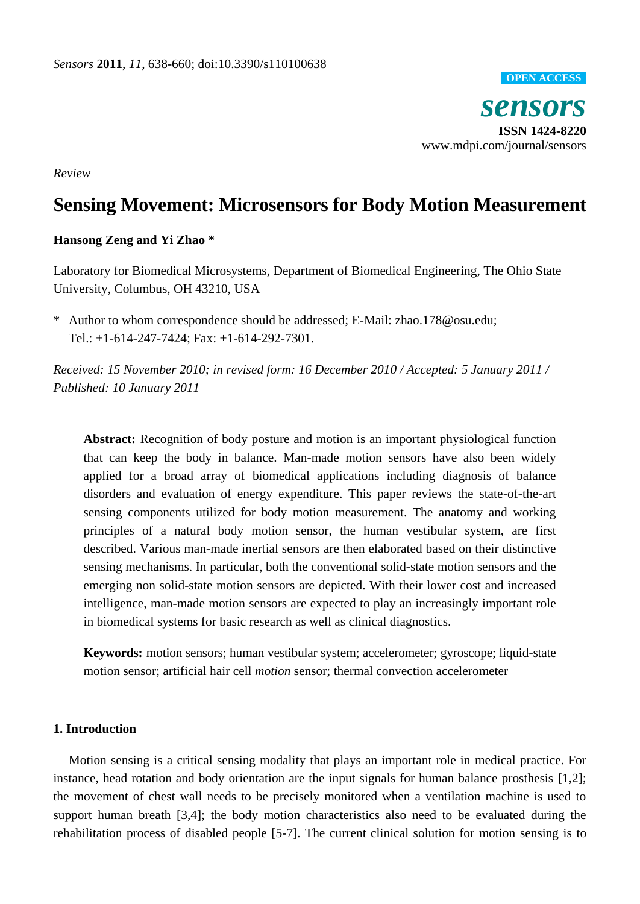Review

# Sensing Movement: Microsensors for Body Motion Measurement

**Hansong Zeng and Yi Zhao ***

Laboratory for Biomedical Microsystems, Department of Biomedical Engineering, The Ohio State University, Columbus, OH 43210, USA

* Author to whom correspondence should be addressed; E-Mail: zhao.178@osu.edu; Tel.: +1-614-247-7424; Fax: +1-614-292-7301.

*Received: 15 November 2010; in revised form: 16 December 2010 / Accepted: 5 January 2011 / Published: 10 January 2011*

**Abstract:** Recognition of body posture and motion is an important physiological function that can keep the body in balance. Man-made motion sensors have also been widely applied for a broad array of biomedical applications including diagnosis of balance disorders and evaluation of energy expenditure. This paper reviews the state-of-the-art sensing components utilized for body motion measurement. The anatomy and working principles of a natural body motion sensor, the human vestibular system, are first described. Various man-made inertial sensors are then elaborated based on their distinctive sensing mechanisms. In particular, both the conventional solid-state motion sensors and the emerging non solid-state motion sensors are depicted. With their lower cost and increased intelligence, man-made motion sensors are expected to play an increasingly important role in biomedical systems for basic research as well as clinical diagnostics.

**Keywords:** motion sensors; human vestibular system; accelerometer; gyroscope; liquid-state motion sensor; artificial hair cell *motion* sensor; thermal convection accelerometer

## 1. Introduction

Motion sensing is a critical sensing modality that plays an important role in medical practice. For instance, head rotation and body orientation are the input signals for human balance prosthesis [1,2]; the movement of chest wall needs to be precisely monitored when a ventilation machine is used to support human breath [3,4]; the body motion characteristics also need to be evaluated during the rehabilitation process of disabled people [5-7]. The current clinical solution for motion sensing is to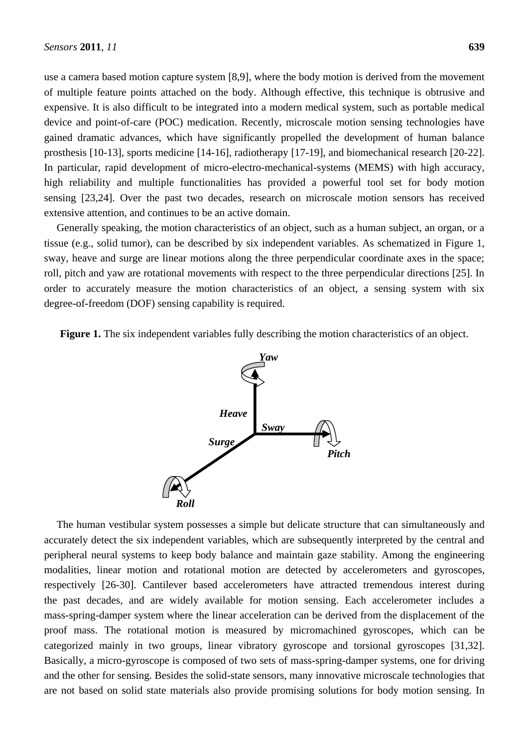use a camera based motion capture system [8,9], where the body motion is derived from the movement of multiple feature points attached on the body. Although effective, this technique is obtrusive and expensive. It is also difficult to be integrated into a modern medical system, such as portable medical device and point-of-care (POC) medication. Recently, microscale motion sensing technologies have gained dramatic advances, which have significantly propelled the development of human balance prosthesis [10-13], sports medicine [14-16], radiotherapy [17-19], and biomechanical research [20-22]. In particular, rapid development of micro-electro-mechanical-systems (MEMS) with high accuracy, high reliability and multiple functionalities has provided a powerful tool set for body motion sensing [23,24]. Over the past two decades, research on microscale motion sensors has received extensive attention, and continues to be an active domain.

Generally speaking, the motion characteristics of an object, such as a human subject, an organ, or a tissue (e.g., solid tumor), can be described by six independent variables. As schematized in Figure 1, sway, heave and surge are linear motions along the three perpendicular coordinate axes in the space; roll, pitch and yaw are rotational movements with respect to the three perpendicular directions [25]. In order to accurately measure the motion characteristics of an object, a sensing system with six degree-of-freedom (DOF) sensing capability is required.

**Figure 1.** The six independent variables fully describing the motion characteristics of an object.

The human vestibular system possesses a simple but delicate structure that can simultaneously and accurately detect the six independent variables, which are subsequently interpreted by the central and peripheral neural systems to keep body balance and maintain gaze stability. Among the engineering modalities, linear motion and rotational motion are detected by accelerometers and gyroscopes, respectively [26-30]. Cantilever based accelerometers have attracted tremendous interest during the past decades, and are widely available for motion sensing. Each accelerometer includes a mass-spring-damper system where the linear acceleration can be derived from the displacement of the proof mass. The rotational motion is measured by micromachined gyroscopes, which can be categorized mainly in two groups, linear vibratory gyroscope and torsional gyroscopes [31,32]. Basically, a micro-gyroscope is composed of two sets of mass-spring-damper systems, one for driving and the other for sensing. Besides the solid-state sensors, many innovative microscale technologies that are not based on solid state materials also provide promising solutions for body motion sensing. In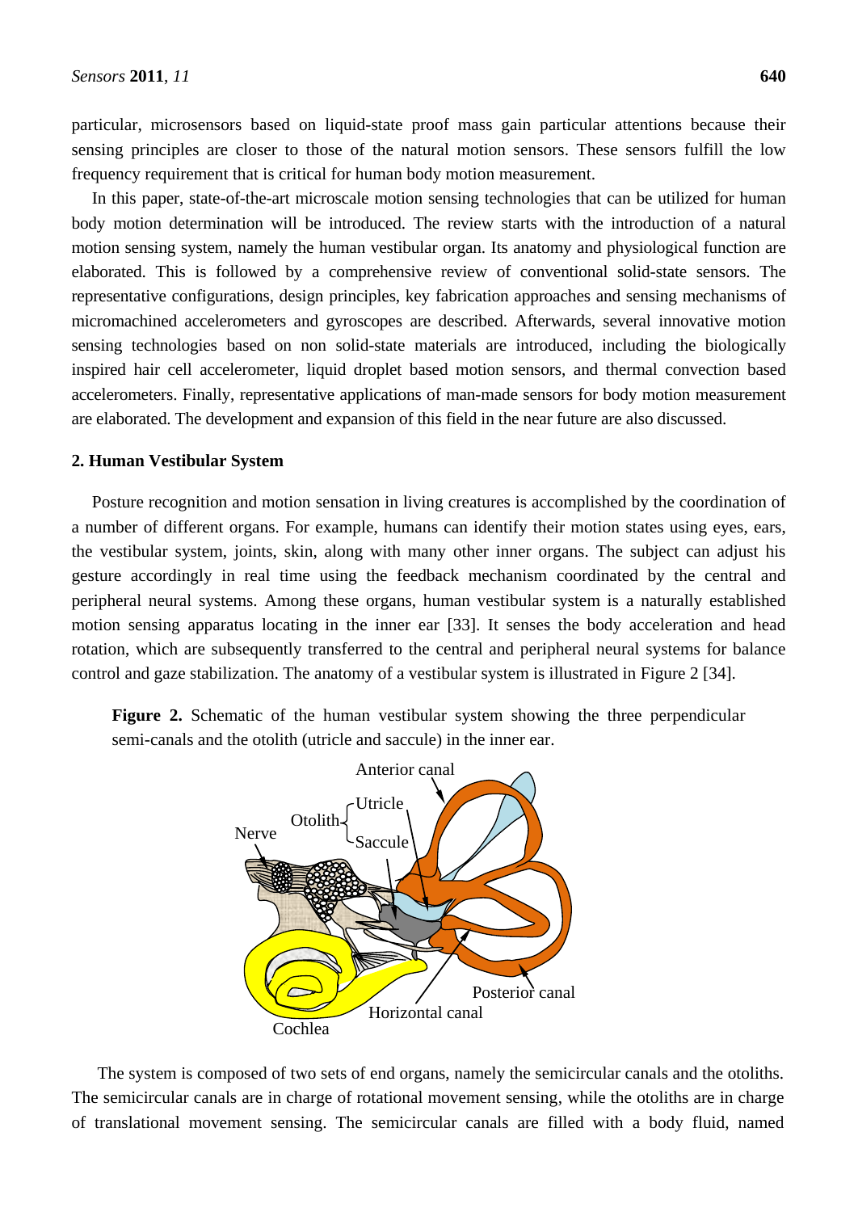particular, microsensors based on liquid-state proof mass gain particular attentions because their sensing principles are closer to those of the natural motion sensors. These sensors fulfill the low frequency requirement that is critical for human body motion measurement.

In this paper, state-of-the-art microscale motion sensing technologies that can be utilized for human body motion determination will be introduced. The review starts with the introduction of a natural motion sensing system, namely the human vestibular organ. Its anatomy and physiological function are elaborated. This is followed by a comprehensive review of conventional solid-state sensors. The representative configurations, design principles, key fabrication approaches and sensing mechanisms of micromachined accelerometers and gyroscopes are described. Afterwards, several innovative motion sensing technologies based on non solid-state materials are introduced, including the biologically inspired hair cell accelerometer, liquid droplet based motion sensors, and thermal convection based accelerometers. Finally, representative applications of man-made sensors for body motion measurement are elaborated. The development and expansion of this field in the near future are also discussed.

## 2. Human Vestibular System

Posture recognition and motion sensation in living creatures is accomplished by the coordination of a number of different organs. For example, humans can identify their motion states using eyes, ears, the vestibular system, joints, skin, along with many other inner organs. The subject can adjust his gesture accordingly in real time using the feedback mechanism coordinated by the central and peripheral neural systems. Among these organs, human vestibular system is a naturally established motion sensing apparatus locating in the inner ear [33]. It senses the body acceleration and head rotation, which are subsequently transferred to the central and peripheral neural systems for balance control and gaze stabilization. The anatomy of a vestibular system is illustrated in Figure 2 [34].

**Figure 2.** Schematic of the human vestibular system showing the three perpendicular semi-canals and the otolith (utricle and saccule) in the inner ear.

The system is composed of two sets of end organs, namely the semicircular canals and the otoliths. The semicircular canals are in charge of rotational movement sensing, while the otoliths are in charge of translational movement sensing. The semicircular canals are filled with a body fluid, named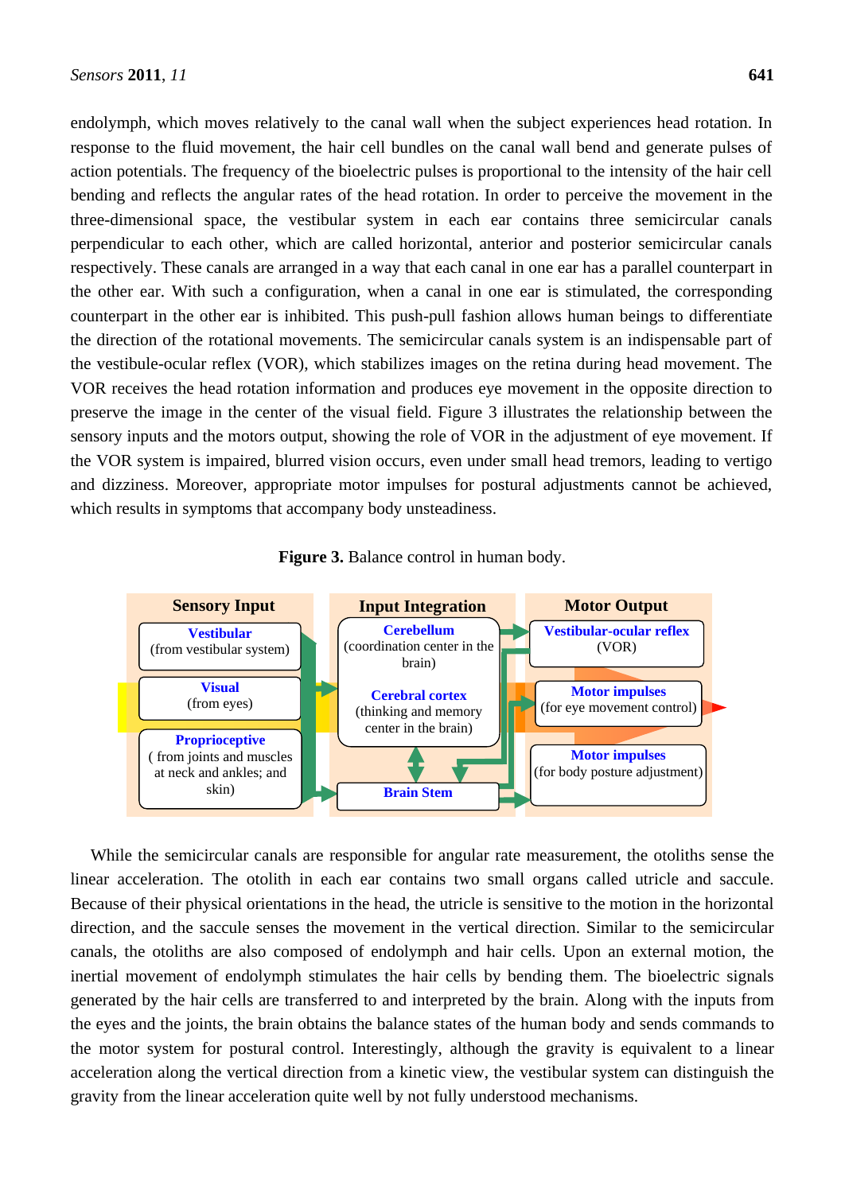endolymph, which moves relatively to the canal wall when the subject experiences head rotation. In response to the fluid movement, the hair cell bundles on the canal wall bend and generate pulses of action potentials. The frequency of the bioelectric pulses is proportional to the intensity of the hair cell bending and reflects the angular rates of the head rotation. In order to perceive the movement in the three-dimensional space, the vestibular system in each ear contains three semicircular canals perpendicular to each other, which are called horizontal, anterior and posterior semicircular canals respectively. These canals are arranged in a way that each canal in one ear has a parallel counterpart in the other ear. With such a configuration, when a canal in one ear is stimulated, the corresponding counterpart in the other ear is inhibited. This push-pull fashion allows human beings to differentiate the direction of the rotational movements. The semicircular canals system is an indispensable part of the vestibule-ocular reflex (VOR), which stabilizes images on the retina during head movement. The VOR receives the head rotation information and produces eye movement in the opposite direction to preserve the image in the center of the visual field. Figure 3 illustrates the relationship between the sensory inputs and the motors output, showing the role of VOR in the adjustment of eye movement. If the VOR system is impaired, blurred vision occurs, even under small head tremors, leading to vertigo and dizziness. Moreover, appropriate motor impulses for postural adjustments cannot be achieved, which results in symptoms that accompany body unsteadiness.

**Figure 3.** Balance control in human body.

| Sensory Input | Input Integration | Motor Output |
|---|---|---|
| **Vestibular** (from vestibular system) | **Cerebellum** (coordination center in the brain) | **Vestibular-ocular reflex** (VOR) |
| **Visual** (from eyes) | **Cerebral cortex** (thinking and memory center in the brain) | **Motor impulses** (for eye movement control) |
| **Proprioceptive** ( from joints and muscles at neck and ankles; and skin) | **Brain Stem** | **Motor impulses** (for body posture adjustment) |

While the semicircular canals are responsible for angular rate measurement, the otoliths sense the linear acceleration. The otolith in each ear contains two small organs called utricle and saccule. Because of their physical orientations in the head, the utricle is sensitive to the motion in the horizontal direction, and the saccule senses the movement in the vertical direction. Similar to the semicircular canals, the otoliths are also composed of endolymph and hair cells. Upon an external motion, the inertial movement of endolymph stimulates the hair cells by bending them. The bioelectric signals generated by the hair cells are transferred to and interpreted by the brain. Along with the inputs from the eyes and the joints, the brain obtains the balance states of the human body and sends commands to the motor system for postural control. Interestingly, although the gravity is equivalent to a linear acceleration along the vertical direction from a kinetic view, the vestibular system can distinguish the gravity from the linear acceleration quite well by not fully understood mechanisms.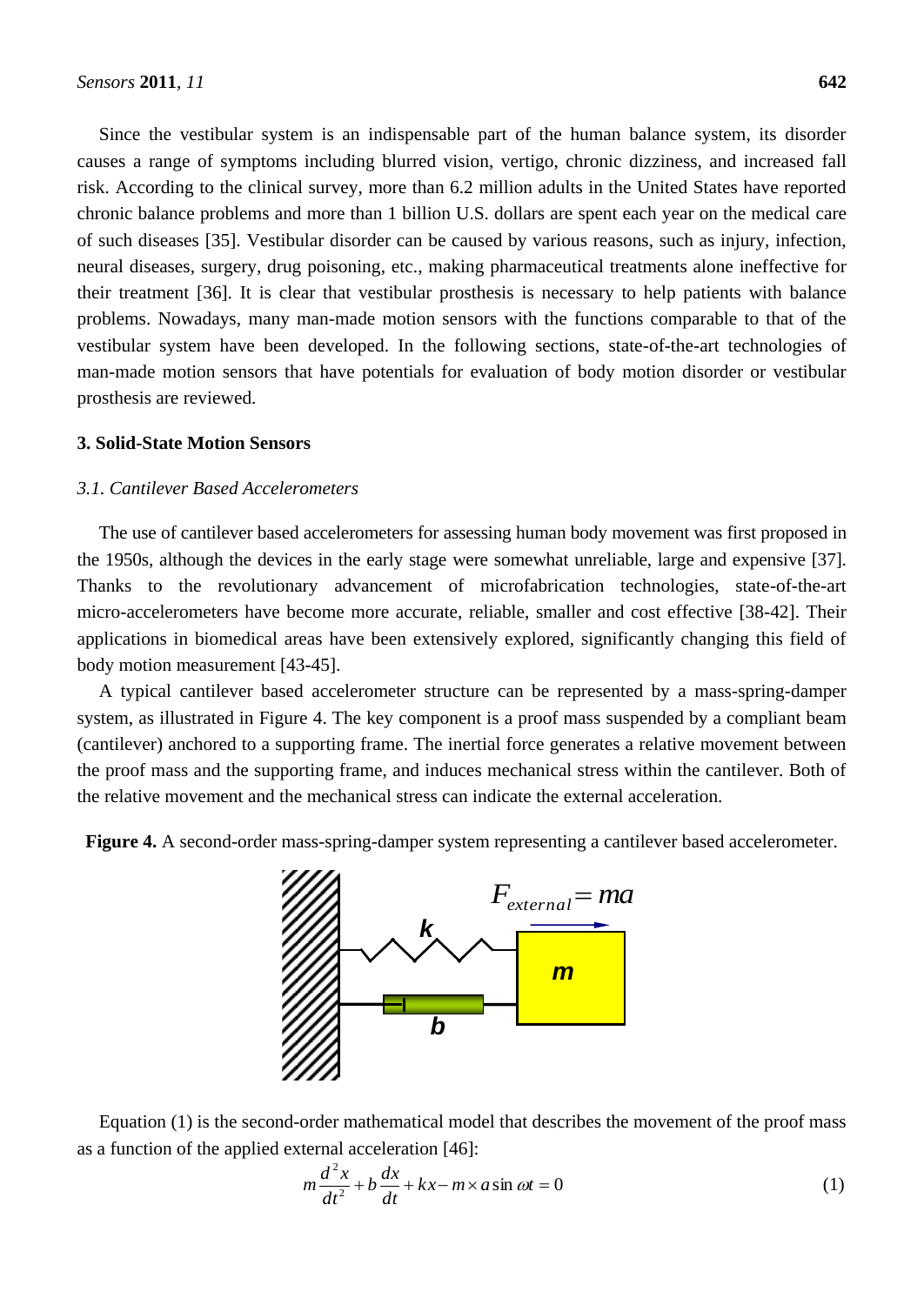Since the vestibular system is an indispensable part of the human balance system, its disorder causes a range of symptoms including blurred vision, vertigo, chronic dizziness, and increased fall risk. According to the clinical survey, more than 6.2 million adults in the United States have reported chronic balance problems and more than 1 billion U.S. dollars are spent each year on the medical care of such diseases [35]. Vestibular disorder can be caused by various reasons, such as injury, infection, neural diseases, surgery, drug poisoning, etc., making pharmaceutical treatments alone ineffective for their treatment [36]. It is clear that vestibular prosthesis is necessary to help patients with balance problems. Nowadays, many man-made motion sensors with the functions comparable to that of the vestibular system have been developed. In the following sections, state-of-the-art technologies of man-made motion sensors that have potentials for evaluation of body motion disorder or vestibular prosthesis are reviewed.

## 3. Solid-State Motion Sensors

### *3.1. Cantilever Based Accelerometers*

The use of cantilever based accelerometers for assessing human body movement was first proposed in the 1950s, although the devices in the early stage were somewhat unreliable, large and expensive [37]. Thanks to the revolutionary advancement of microfabrication technologies, state-of-the-art micro-accelerometers have become more accurate, reliable, smaller and cost effective [38-42]. Their applications in biomedical areas have been extensively explored, significantly changing this field of body motion measurement [43-45].

A typical cantilever based accelerometer structure can be represented by a mass-spring-damper system, as illustrated in Figure 4. The key component is a proof mass suspended by a compliant beam (cantilever) anchored to a supporting frame. The inertial force generates a relative movement between the proof mass and the supporting frame, and induces mechanical stress within the cantilever. Both of the relative movement and the mechanical stress can indicate the external acceleration.

**Figure 4.** A second-order mass-spring-damper system representing a cantilever based accelerometer.

Equation (1) is the second-order mathematical model that describes the movement of the proof mass as a function of the applied external acceleration [46]:

$$m\frac{d^2x}{dt^2} + b\frac{dx}{dt} + kx - m \times a\sin\omega t = 0 \tag{1}$$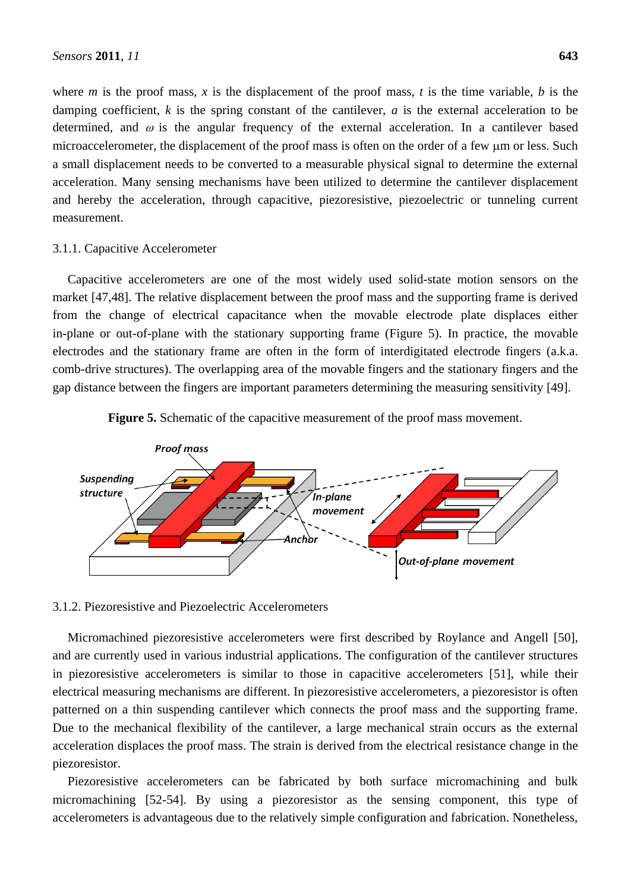where $m$ is the proof mass, $x$ is the displacement of the proof mass, $t$ is the time variable, $b$ is the damping coefficient, $k$ is the spring constant of the cantilever, $a$ is the external acceleration to be determined, and $\omega$ is the angular frequency of the external acceleration. In a cantilever based microaccelerometer, the displacement of the proof mass is often on the order of a few μm or less. Such a small displacement needs to be converted to a measurable physical signal to determine the external acceleration. Many sensing mechanisms have been utilized to determine the cantilever displacement and hereby the acceleration, through capacitive, piezoresistive, piezoelectric or tunneling current measurement.

#### 3.1.1. Capacitive Accelerometer

Capacitive accelerometers are one of the most widely used solid-state motion sensors on the market [47,48]. The relative displacement between the proof mass and the supporting frame is derived from the change of electrical capacitance when the movable electrode plate displaces either in-plane or out-of-plane with the stationary supporting frame (Figure 5). In practice, the movable electrodes and the stationary frame are often in the form of interdigitated electrode fingers (a.k.a. comb-drive structures). The overlapping area of the movable fingers and the stationary fingers and the gap distance between the fingers are important parameters determining the measuring sensitivity [49].

**Figure 5.** Schematic of the capacitive measurement of the proof mass movement.

#### 3.1.2. Piezoresistive and Piezoelectric Accelerometers

Micromachined piezoresistive accelerometers were first described by Roylance and Angell [50], and are currently used in various industrial applications. The configuration of the cantilever structures in piezoresistive accelerometers is similar to those in capacitive accelerometers [51], while their electrical measuring mechanisms are different. In piezoresistive accelerometers, a piezoresistor is often patterned on a thin suspending cantilever which connects the proof mass and the supporting frame. Due to the mechanical flexibility of the cantilever, a large mechanical strain occurs as the external acceleration displaces the proof mass. The strain is derived from the electrical resistance change in the piezoresistor.

Piezoresistive accelerometers can be fabricated by both surface micromachining and bulk micromachining [52-54]. By using a piezoresistor as the sensing component, this type of accelerometers is advantageous due to the relatively simple configuration and fabrication. Nonetheless,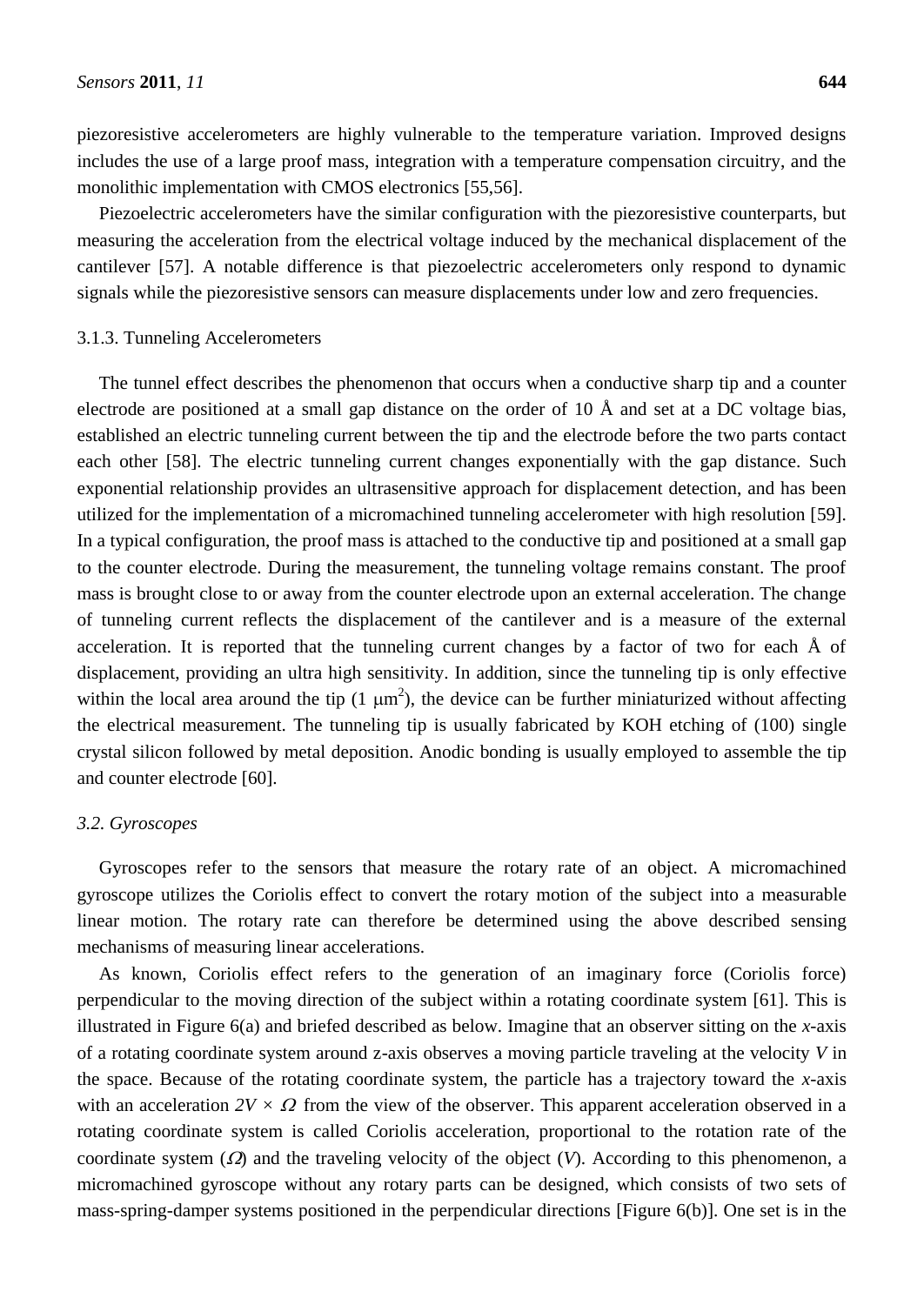piezoresistive accelerometers are highly vulnerable to the temperature variation. Improved designs includes the use of a large proof mass, integration with a temperature compensation circuitry, and the monolithic implementation with CMOS electronics [55,56].

Piezoelectric accelerometers have the similar configuration with the piezoresistive counterparts, but measuring the acceleration from the electrical voltage induced by the mechanical displacement of the cantilever [57]. A notable difference is that piezoelectric accelerometers only respond to dynamic signals while the piezoresistive sensors can measure displacements under low and zero frequencies.

#### 3.1.3. Tunneling Accelerometers

The tunnel effect describes the phenomenon that occurs when a conductive sharp tip and a counter electrode are positioned at a small gap distance on the order of 10 Å and set at a DC voltage bias, established an electric tunneling current between the tip and the electrode before the two parts contact each other [58]. The electric tunneling current changes exponentially with the gap distance. Such exponential relationship provides an ultrasensitive approach for displacement detection, and has been utilized for the implementation of a micromachined tunneling accelerometer with high resolution [59]. In a typical configuration, the proof mass is attached to the conductive tip and positioned at a small gap to the counter electrode. During the measurement, the tunneling voltage remains constant. The proof mass is brought close to or away from the counter electrode upon an external acceleration. The change of tunneling current reflects the displacement of the cantilever and is a measure of the external acceleration. It is reported that the tunneling current changes by a factor of two for each Å of displacement, providing an ultra high sensitivity. In addition, since the tunneling tip is only effective within the local area around the tip (1 $\mu m^2$), the device can be further miniaturized without affecting the electrical measurement. The tunneling tip is usually fabricated by KOH etching of (100) single crystal silicon followed by metal deposition. Anodic bonding is usually employed to assemble the tip and counter electrode [60].

### *3.2. Gyroscopes*

Gyroscopes refer to the sensors that measure the rotary rate of an object. A micromachined gyroscope utilizes the Coriolis effect to convert the rotary motion of the subject into a measurable linear motion. The rotary rate can therefore be determined using the above described sensing mechanisms of measuring linear accelerations.

As known, Coriolis effect refers to the generation of an imaginary force (Coriolis force) perpendicular to the moving direction of the subject within a rotating coordinate system [61]. This is illustrated in Figure 6(a) and briefed described as below. Imagine that an observer sitting on the $x$-axis of a rotating coordinate system around z-axis observes a moving particle traveling at the velocity $V$ in the space. Because of the rotating coordinate system, the particle has a trajectory toward the $x$-axis with an acceleration $2V \times \Omega$ from the view of the observer. This apparent acceleration observed in a rotating coordinate system is called Coriolis acceleration, proportional to the rotation rate of the coordinate system ($\Omega$) and the traveling velocity of the object ($V$). According to this phenomenon, a micromachined gyroscope without any rotary parts can be designed, which consists of two sets of mass-spring-damper systems positioned in the perpendicular directions [Figure 6(b)]. One set is in the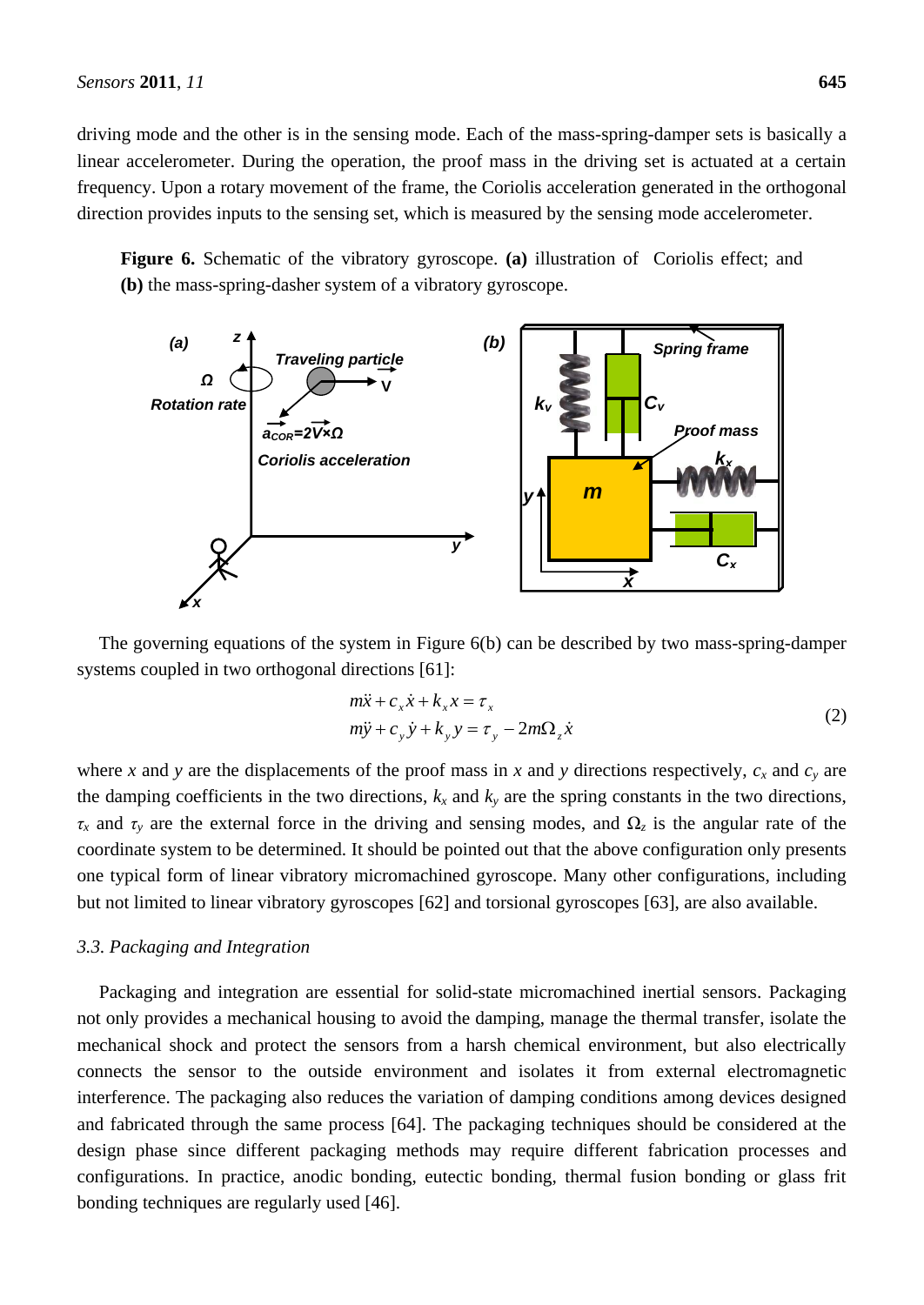driving mode and the other is in the sensing mode. Each of the mass-spring-damper sets is basically a linear accelerometer. During the operation, the proof mass in the driving set is actuated at a certain frequency. Upon a rotary movement of the frame, the Coriolis acceleration generated in the orthogonal direction provides inputs to the sensing set, which is measured by the sensing mode accelerometer.

**Figure 6.** Schematic of the vibratory gyroscope. **(a)** illustration of Coriolis effect; and **(b)** the mass-spring-dasher system of a vibratory gyroscope.

The governing equations of the system in Figure 6(b) can be described by two mass-spring-damper systems coupled in two orthogonal directions [61]:

$$
\begin{aligned}
m\ddot{x} + c_x\dot{x} + k_x x &= \tau_x \\
m\ddot{y} + c_y\dot{y} + k_y y &= \tau_y - 2m\Omega_z\dot{x}
\end{aligned}
\tag{2}
$$

where $x$ and $y$ are the displacements of the proof mass in $x$ and $y$ directions respectively, $c_x$ and $c_y$ are the damping coefficients in the two directions, $k_x$ and $k_y$ are the spring constants in the two directions, $\tau_x$ and $\tau_y$ are the external force in the driving and sensing modes, and $\Omega_z$ is the angular rate of the coordinate system to be determined. It should be pointed out that the above configuration only presents one typical form of linear vibratory micromachined gyroscope. Many other configurations, including but not limited to linear vibratory gyroscopes [62] and torsional gyroscopes [63], are also available.

### *3.3. Packaging and Integration*

Packaging and integration are essential for solid-state micromachined inertial sensors. Packaging not only provides a mechanical housing to avoid the damping, manage the thermal transfer, isolate the mechanical shock and protect the sensors from a harsh chemical environment, but also electrically connects the sensor to the outside environment and isolates it from external electromagnetic interference. The packaging also reduces the variation of damping conditions among devices designed and fabricated through the same process [64]. The packaging techniques should be considered at the design phase since different packaging methods may require different fabrication processes and configurations. In practice, anodic bonding, eutectic bonding, thermal fusion bonding or glass frit bonding techniques are regularly used [46].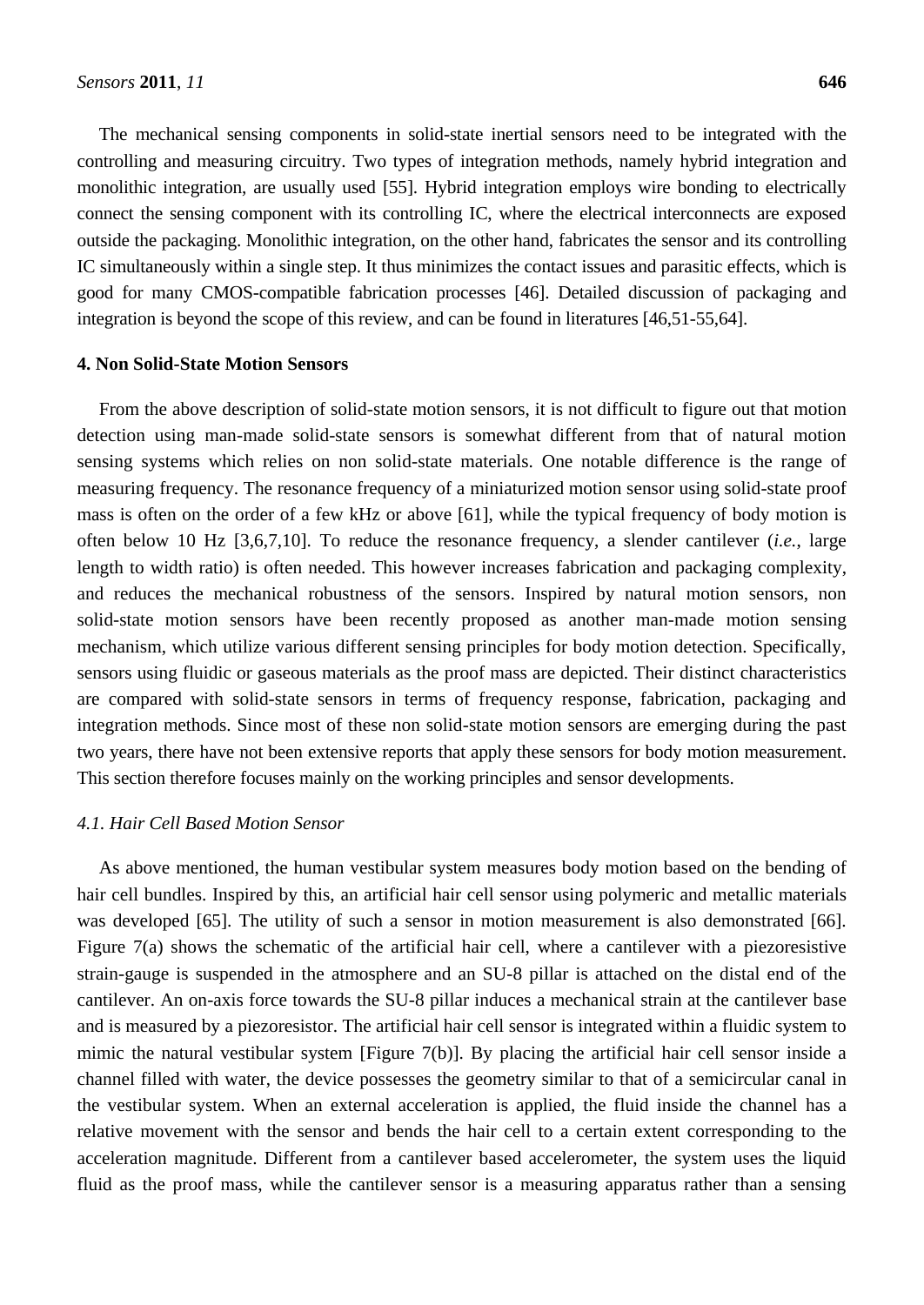The mechanical sensing components in solid-state inertial sensors need to be integrated with the controlling and measuring circuitry. Two types of integration methods, namely hybrid integration and monolithic integration, are usually used [55]. Hybrid integration employs wire bonding to electrically connect the sensing component with its controlling IC, where the electrical interconnects are exposed outside the packaging. Monolithic integration, on the other hand, fabricates the sensor and its controlling IC simultaneously within a single step. It thus minimizes the contact issues and parasitic effects, which is good for many CMOS-compatible fabrication processes [46]. Detailed discussion of packaging and integration is beyond the scope of this review, and can be found in literatures [46,51-55,64].

## 4. Non Solid-State Motion Sensors

From the above description of solid-state motion sensors, it is not difficult to figure out that motion detection using man-made solid-state sensors is somewhat different from that of natural motion sensing systems which relies on non solid-state materials. One notable difference is the range of measuring frequency. The resonance frequency of a miniaturized motion sensor using solid-state proof mass is often on the order of a few kHz or above [61], while the typical frequency of body motion is often below 10 Hz [3,6,7,10]. To reduce the resonance frequency, a slender cantilever (*i.e.*, large length to width ratio) is often needed. This however increases fabrication and packaging complexity, and reduces the mechanical robustness of the sensors. Inspired by natural motion sensors, non solid-state motion sensors have been recently proposed as another man-made motion sensing mechanism, which utilize various different sensing principles for body motion detection. Specifically, sensors using fluidic or gaseous materials as the proof mass are depicted. Their distinct characteristics are compared with solid-state sensors in terms of frequency response, fabrication, packaging and integration methods. Since most of these non solid-state motion sensors are emerging during the past two years, there have not been extensive reports that apply these sensors for body motion measurement. This section therefore focuses mainly on the working principles and sensor developments.

### *4.1. Hair Cell Based Motion Sensor*

As above mentioned, the human vestibular system measures body motion based on the bending of hair cell bundles. Inspired by this, an artificial hair cell sensor using polymeric and metallic materials was developed [65]. The utility of such a sensor in motion measurement is also demonstrated [66]. Figure 7(a) shows the schematic of the artificial hair cell, where a cantilever with a piezoresistive strain-gauge is suspended in the atmosphere and an SU-8 pillar is attached on the distal end of the cantilever. An on-axis force towards the SU-8 pillar induces a mechanical strain at the cantilever base and is measured by a piezoresistor. The artificial hair cell sensor is integrated within a fluidic system to mimic the natural vestibular system [Figure 7(b)]. By placing the artificial hair cell sensor inside a channel filled with water, the device possesses the geometry similar to that of a semicircular canal in the vestibular system. When an external acceleration is applied, the fluid inside the channel has a relative movement with the sensor and bends the hair cell to a certain extent corresponding to the acceleration magnitude. Different from a cantilever based accelerometer, the system uses the liquid fluid as the proof mass, while the cantilever sensor is a measuring apparatus rather than a sensing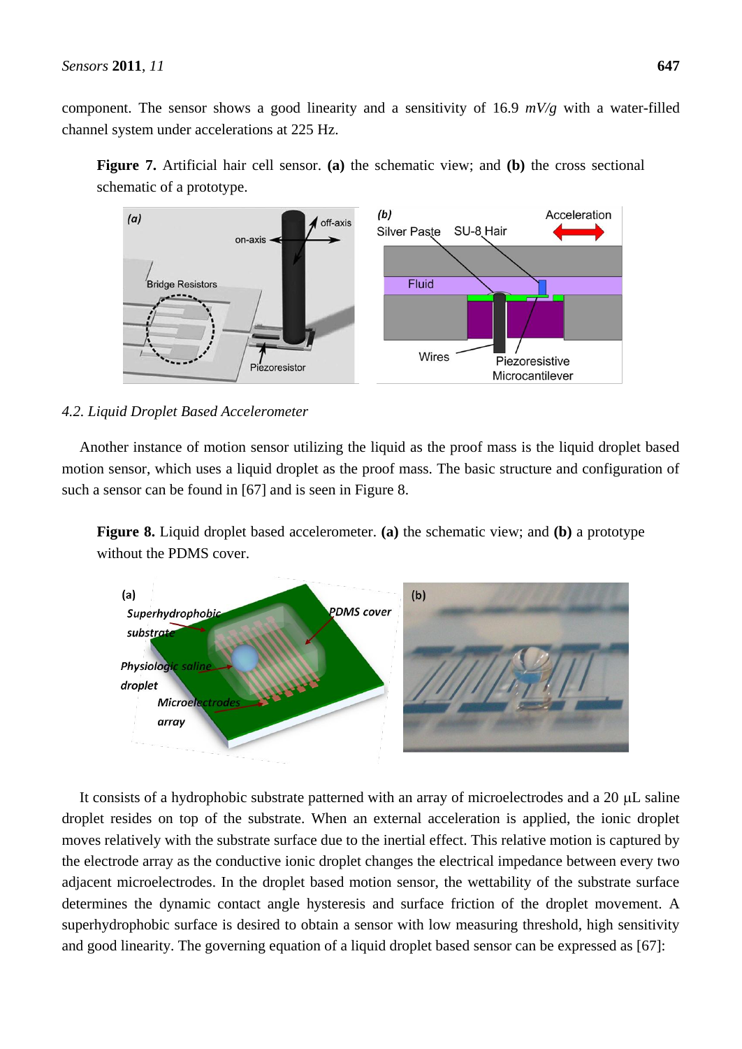component. The sensor shows a good linearity and a sensitivity of 16.9 *mV/g* with a water-filled channel system under accelerations at 225 Hz.

**Figure 7.** Artificial hair cell sensor. **(a)** the schematic view; and **(b)** the cross sectional schematic of a prototype.

### 4.2. Liquid Droplet Based Accelerometer

Another instance of motion sensor utilizing the liquid as the proof mass is the liquid droplet based motion sensor, which uses a liquid droplet as the proof mass. The basic structure and configuration of such a sensor can be found in [67] and is seen in Figure 8.

**Figure 8.** Liquid droplet based accelerometer. **(a)** the schematic view; and **(b)** a prototype without the PDMS cover.

It consists of a hydrophobic substrate patterned with an array of microelectrodes and a 20 μL saline droplet resides on top of the substrate. When an external acceleration is applied, the ionic droplet moves relatively with the substrate surface due to the inertial effect. This relative motion is captured by the electrode array as the conductive ionic droplet changes the electrical impedance between every two adjacent microelectrodes. In the droplet based motion sensor, the wettability of the substrate surface determines the dynamic contact angle hysteresis and surface friction of the droplet movement. A superhydrophobic surface is desired to obtain a sensor with low measuring threshold, high sensitivity and good linearity. The governing equation of a liquid droplet based sensor can be expressed as [67]: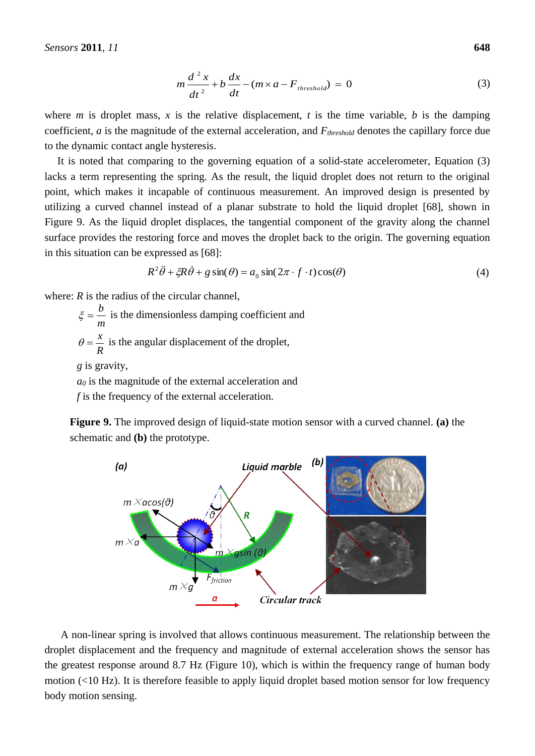$$m\frac{d^2x}{dt^2} + b\frac{dx}{dt} - (m \times a - F_{threshold}) = 0 \tag{3}$$

where $m$ is droplet mass, $x$ is the relative displacement, $t$ is the time variable, $b$ is the damping coefficient, $a$ is the magnitude of the external acceleration, and $F_{threshold}$ denotes the capillary force due to the dynamic contact angle hysteresis.

It is noted that comparing to the governing equation of a solid-state accelerometer, Equation (3) lacks a term representing the spring. As the result, the liquid droplet does not return to the original point, which makes it incapable of continuous measurement. An improved design is presented by utilizing a curved channel instead of a planar substrate to hold the liquid droplet [68], shown in Figure 9. As the liquid droplet displaces, the tangential component of the gravity along the channel surface provides the restoring force and moves the droplet back to the origin. The governing equation in this situation can be expressed as [68]:

$$R^2\ddot{\theta} + \xi R\dot{\theta} + g\sin(\theta) = a_0 \sin(2\pi \cdot f \cdot t)\cos(\theta) \tag{4}$$

where: $R$ is the radius of the circular channel,

$\xi = \dfrac{b}{m}$ is the dimensionless damping coefficient and

$\theta = \dfrac{x}{R}$ is the angular displacement of the droplet,

$g$ is gravity,

$a_0$ is the magnitude of the external acceleration and

$f$ is the frequency of the external acceleration.

**Figure 9.** The improved design of liquid-state motion sensor with a curved channel. **(a)** the schematic and **(b)** the prototype.

A non-linear spring is involved that allows continuous measurement. The relationship between the droplet displacement and the frequency and magnitude of external acceleration shows the sensor has the greatest response around 8.7 Hz (Figure 10), which is within the frequency range of human body motion (<10 Hz). It is therefore feasible to apply liquid droplet based motion sensor for low frequency body motion sensing.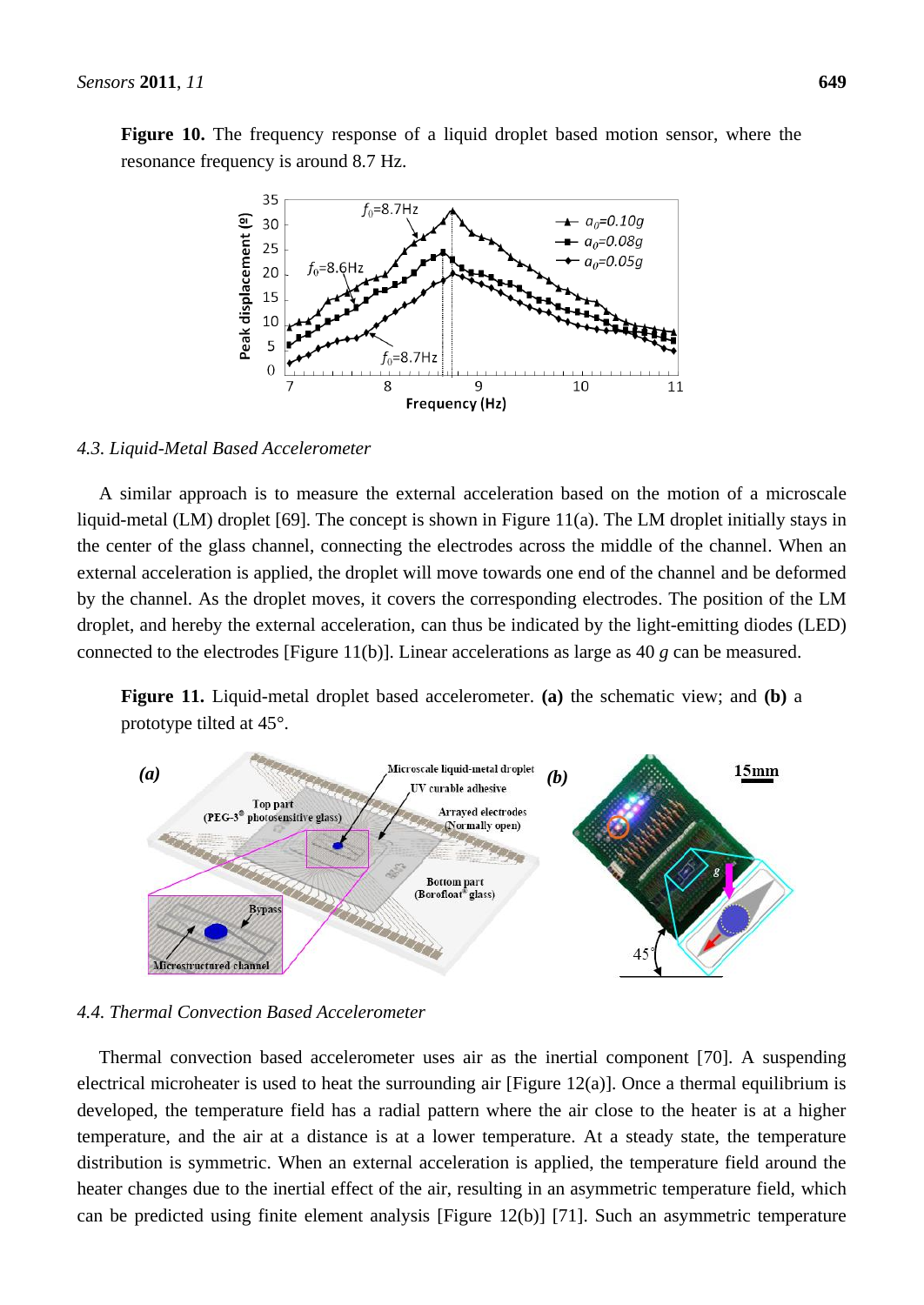**Figure 10.** The frequency response of a liquid droplet based motion sensor, where the resonance frequency is around 8.7 Hz.

### 4.3. Liquid-Metal Based Accelerometer

A similar approach is to measure the external acceleration based on the motion of a microscale liquid-metal (LM) droplet [69]. The concept is shown in Figure 11(a). The LM droplet initially stays in the center of the glass channel, connecting the electrodes across the middle of the channel. When an external acceleration is applied, the droplet will move towards one end of the channel and be deformed by the channel. As the droplet moves, it covers the corresponding electrodes. The position of the LM droplet, and hereby the external acceleration, can thus be indicated by the light-emitting diodes (LED) connected to the electrodes [Figure 11(b)]. Linear accelerations as large as 40 *g* can be measured.

**Figure 11.** Liquid-metal droplet based accelerometer. **(a)** the schematic view; and **(b)** a prototype tilted at 45°.

### 4.4. Thermal Convection Based Accelerometer

Thermal convection based accelerometer uses air as the inertial component [70]. A suspending electrical microheater is used to heat the surrounding air [Figure 12(a)]. Once a thermal equilibrium is developed, the temperature field has a radial pattern where the air close to the heater is at a higher temperature, and the air at a distance is at a lower temperature. At a steady state, the temperature distribution is symmetric. When an external acceleration is applied, the temperature field around the heater changes due to the inertial effect of the air, resulting in an asymmetric temperature field, which can be predicted using finite element analysis [Figure 12(b)] [71]. Such an asymmetric temperature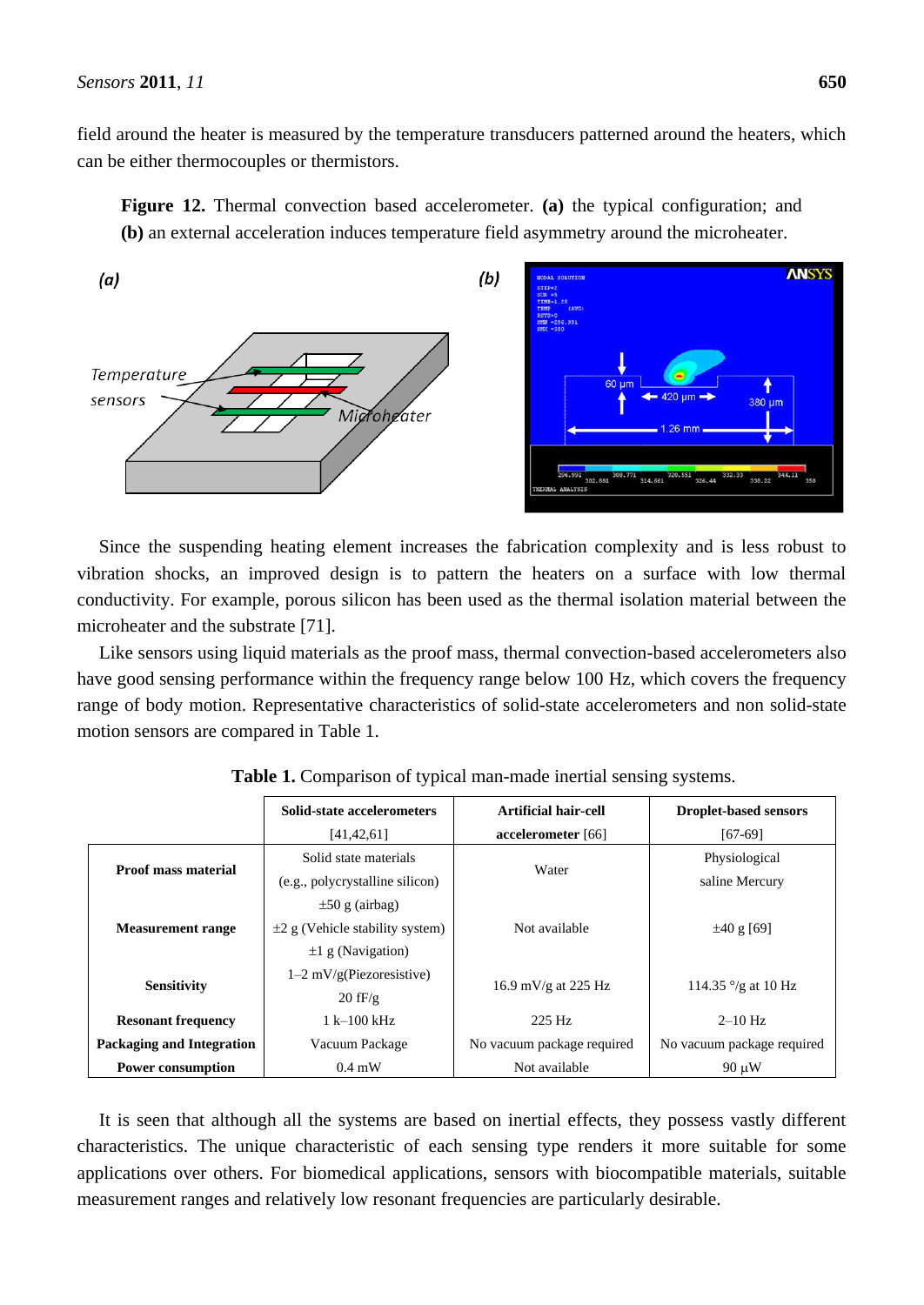field around the heater is measured by the temperature transducers patterned around the heaters, which can be either thermocouples or thermistors.

**Figure 12.** Thermal convection based accelerometer. **(a)** the typical configuration; and **(b)** an external acceleration induces temperature field asymmetry around the microheater.

Since the suspending heating element increases the fabrication complexity and is less robust to vibration shocks, an improved design is to pattern the heaters on a surface with low thermal conductivity. For example, porous silicon has been used as the thermal isolation material between the microheater and the substrate [71].

Like sensors using liquid materials as the proof mass, thermal convection-based accelerometers also have good sensing performance within the frequency range below 100 Hz, which covers the frequency range of body motion. Representative characteristics of solid-state accelerometers and non solid-state motion sensors are compared in Table 1.

**Table 1.** Comparison of typical man-made inertial sensing systems.

| | Solid-state accelerometers [41,42,61] | Artificial hair-cell accelerometer [66] | Droplet-based sensors [67-69] |
|---|---|---|---|
| **Proof mass material** | Solid state materials (e.g., polycrystalline silicon) | Water | Physiological saline Mercury |
| **Measurement range** | ±50 g (airbag) ±2 g (Vehicle stability system) ±1 g (Navigation) | Not available | ±40 g [69] |
| **Sensitivity** | 1–2 mV/g(Piezoresistive) 20 fF/g | 16.9 mV/g at 225 Hz | 114.35 °/g at 10 Hz |
| **Resonant frequency** | 1 k–100 kHz | 225 Hz | 2–10 Hz |
| **Packaging and Integration** | Vacuum Package | No vacuum package required | No vacuum package required |
| **Power consumption** | 0.4 mW | Not available | 90 μW |

It is seen that although all the systems are based on inertial effects, they possess vastly different characteristics. The unique characteristic of each sensing type renders it more suitable for some applications over others. For biomedical applications, sensors with biocompatible materials, suitable measurement ranges and relatively low resonant frequencies are particularly desirable.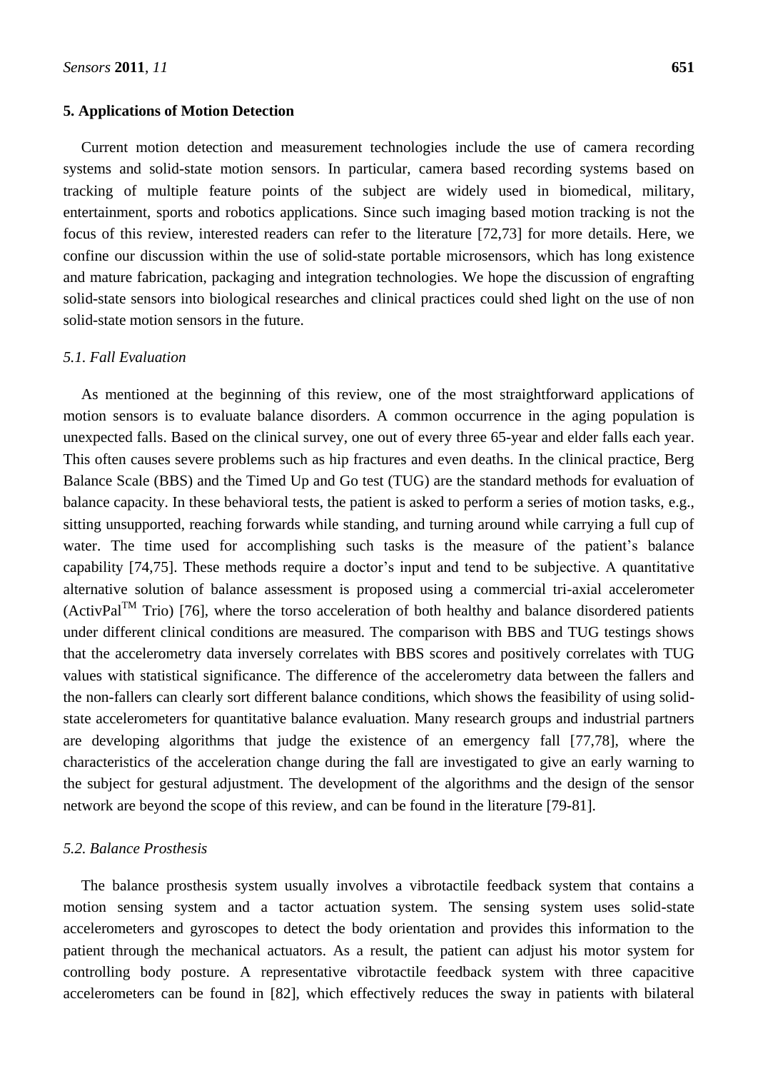## 5. Applications of Motion Detection

Current motion detection and measurement technologies include the use of camera recording systems and solid-state motion sensors. In particular, camera based recording systems based on tracking of multiple feature points of the subject are widely used in biomedical, military, entertainment, sports and robotics applications. Since such imaging based motion tracking is not the focus of this review, interested readers can refer to the literature [72,73] for more details. Here, we confine our discussion within the use of solid-state portable microsensors, which has long existence and mature fabrication, packaging and integration technologies. We hope the discussion of engrafting solid-state sensors into biological researches and clinical practices could shed light on the use of non solid-state motion sensors in the future.

### *5.1. Fall Evaluation*

As mentioned at the beginning of this review, one of the most straightforward applications of motion sensors is to evaluate balance disorders. A common occurrence in the aging population is unexpected falls. Based on the clinical survey, one out of every three 65-year and elder falls each year. This often causes severe problems such as hip fractures and even deaths. In the clinical practice, Berg Balance Scale (BBS) and the Timed Up and Go test (TUG) are the standard methods for evaluation of balance capacity. In these behavioral tests, the patient is asked to perform a series of motion tasks, e.g., sitting unsupported, reaching forwards while standing, and turning around while carrying a full cup of water. The time used for accomplishing such tasks is the measure of the patient's balance capability [74,75]. These methods require a doctor's input and tend to be subjective. A quantitative alternative solution of balance assessment is proposed using a commercial tri-axial accelerometer (ActivPal™ Trio) [76], where the torso acceleration of both healthy and balance disordered patients under different clinical conditions are measured. The comparison with BBS and TUG testings shows that the accelerometry data inversely correlates with BBS scores and positively correlates with TUG values with statistical significance. The difference of the accelerometry data between the fallers and the non-fallers can clearly sort different balance conditions, which shows the feasibility of using solid-state accelerometers for quantitative balance evaluation. Many research groups and industrial partners are developing algorithms that judge the existence of an emergency fall [77,78], where the characteristics of the acceleration change during the fall are investigated to give an early warning to the subject for gestural adjustment. The development of the algorithms and the design of the sensor network are beyond the scope of this review, and can be found in the literature [79-81].

### *5.2. Balance Prosthesis*

The balance prosthesis system usually involves a vibrotactile feedback system that contains a motion sensing system and a tactor actuation system. The sensing system uses solid-state accelerometers and gyroscopes to detect the body orientation and provides this information to the patient through the mechanical actuators. As a result, the patient can adjust his motor system for controlling body posture. A representative vibrotactile feedback system with three capacitive accelerometers can be found in [82], which effectively reduces the sway in patients with bilateral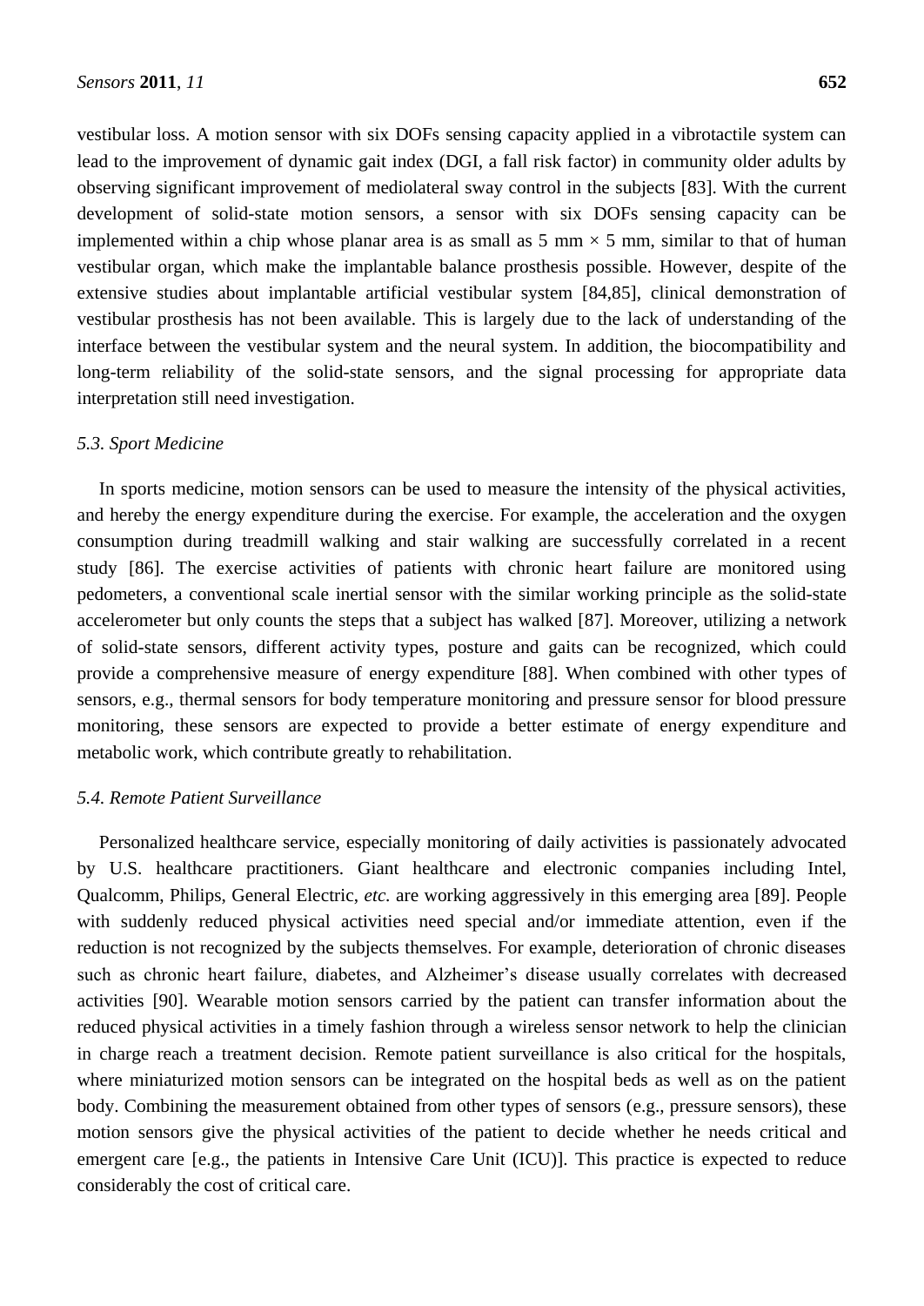vestibular loss. A motion sensor with six DOFs sensing capacity applied in a vibrotactile system can lead to the improvement of dynamic gait index (DGI, a fall risk factor) in community older adults by observing significant improvement of mediolateral sway control in the subjects [83]. With the current development of solid-state motion sensors, a sensor with six DOFs sensing capacity can be implemented within a chip whose planar area is as small as 5 mm × 5 mm, similar to that of human vestibular organ, which make the implantable balance prosthesis possible. However, despite of the extensive studies about implantable artificial vestibular system [84,85], clinical demonstration of vestibular prosthesis has not been available. This is largely due to the lack of understanding of the interface between the vestibular system and the neural system. In addition, the biocompatibility and long-term reliability of the solid-state sensors, and the signal processing for appropriate data interpretation still need investigation.

### *5.3. Sport Medicine*

In sports medicine, motion sensors can be used to measure the intensity of the physical activities, and hereby the energy expenditure during the exercise. For example, the acceleration and the oxygen consumption during treadmill walking and stair walking are successfully correlated in a recent study [86]. The exercise activities of patients with chronic heart failure are monitored using pedometers, a conventional scale inertial sensor with the similar working principle as the solid-state accelerometer but only counts the steps that a subject has walked [87]. Moreover, utilizing a network of solid-state sensors, different activity types, posture and gaits can be recognized, which could provide a comprehensive measure of energy expenditure [88]. When combined with other types of sensors, e.g., thermal sensors for body temperature monitoring and pressure sensor for blood pressure monitoring, these sensors are expected to provide a better estimate of energy expenditure and metabolic work, which contribute greatly to rehabilitation.

### *5.4. Remote Patient Surveillance*

Personalized healthcare service, especially monitoring of daily activities is passionately advocated by U.S. healthcare practitioners. Giant healthcare and electronic companies including Intel, Qualcomm, Philips, General Electric, *etc.* are working aggressively in this emerging area [89]. People with suddenly reduced physical activities need special and/or immediate attention, even if the reduction is not recognized by the subjects themselves. For example, deterioration of chronic diseases such as chronic heart failure, diabetes, and Alzheimer's disease usually correlates with decreased activities [90]. Wearable motion sensors carried by the patient can transfer information about the reduced physical activities in a timely fashion through a wireless sensor network to help the clinician in charge reach a treatment decision. Remote patient surveillance is also critical for the hospitals, where miniaturized motion sensors can be integrated on the hospital beds as well as on the patient body. Combining the measurement obtained from other types of sensors (e.g., pressure sensors), these motion sensors give the physical activities of the patient to decide whether he needs critical and emergent care [e.g., the patients in Intensive Care Unit (ICU)]. This practice is expected to reduce considerably the cost of critical care.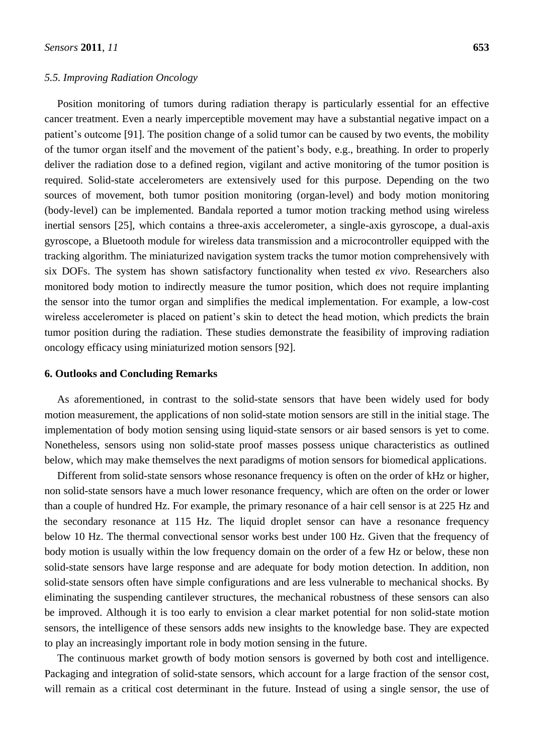### 5.5. Improving Radiation Oncology

Position monitoring of tumors during radiation therapy is particularly essential for an effective cancer treatment. Even a nearly imperceptible movement may have a substantial negative impact on a patient's outcome [91]. The position change of a solid tumor can be caused by two events, the mobility of the tumor organ itself and the movement of the patient's body, e.g., breathing. In order to properly deliver the radiation dose to a defined region, vigilant and active monitoring of the tumor position is required. Solid-state accelerometers are extensively used for this purpose. Depending on the two sources of movement, both tumor position monitoring (organ-level) and body motion monitoring (body-level) can be implemented. Bandala reported a tumor motion tracking method using wireless inertial sensors [25], which contains a three-axis accelerometer, a single-axis gyroscope, a dual-axis gyroscope, a Bluetooth module for wireless data transmission and a microcontroller equipped with the tracking algorithm. The miniaturized navigation system tracks the tumor motion comprehensively with six DOFs. The system has shown satisfactory functionality when tested *ex vivo*. Researchers also monitored body motion to indirectly measure the tumor position, which does not require implanting the sensor into the tumor organ and simplifies the medical implementation. For example, a low-cost wireless accelerometer is placed on patient's skin to detect the head motion, which predicts the brain tumor position during the radiation. These studies demonstrate the feasibility of improving radiation oncology efficacy using miniaturized motion sensors [92].

## 6. Outlooks and Concluding Remarks

As aforementioned, in contrast to the solid-state sensors that have been widely used for body motion measurement, the applications of non solid-state motion sensors are still in the initial stage. The implementation of body motion sensing using liquid-state sensors or air based sensors is yet to come. Nonetheless, sensors using non solid-state proof masses possess unique characteristics as outlined below, which may make themselves the next paradigms of motion sensors for biomedical applications.

Different from solid-state sensors whose resonance frequency is often on the order of kHz or higher, non solid-state sensors have a much lower resonance frequency, which are often on the order or lower than a couple of hundred Hz. For example, the primary resonance of a hair cell sensor is at 225 Hz and the secondary resonance at 115 Hz. The liquid droplet sensor can have a resonance frequency below 10 Hz. The thermal convectional sensor works best under 100 Hz. Given that the frequency of body motion is usually within the low frequency domain on the order of a few Hz or below, these non solid-state sensors have large response and are adequate for body motion detection. In addition, non solid-state sensors often have simple configurations and are less vulnerable to mechanical shocks. By eliminating the suspending cantilever structures, the mechanical robustness of these sensors can also be improved. Although it is too early to envision a clear market potential for non solid-state motion sensors, the intelligence of these sensors adds new insights to the knowledge base. They are expected to play an increasingly important role in body motion sensing in the future.

The continuous market growth of body motion sensors is governed by both cost and intelligence. Packaging and integration of solid-state sensors, which account for a large fraction of the sensor cost, will remain as a critical cost determinant in the future. Instead of using a single sensor, the use of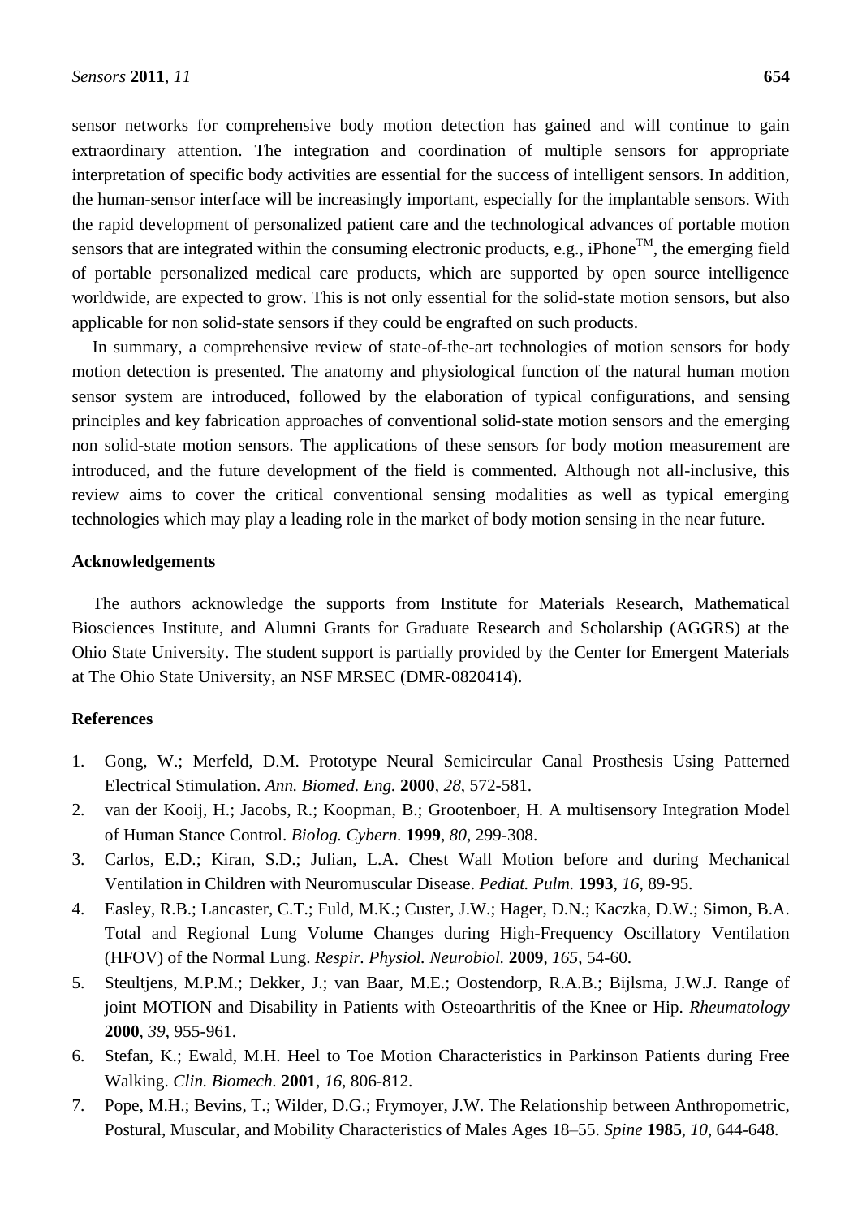sensor networks for comprehensive body motion detection has gained and will continue to gain extraordinary attention. The integration and coordination of multiple sensors for appropriate interpretation of specific body activities are essential for the success of intelligent sensors. In addition, the human-sensor interface will be increasingly important, especially for the implantable sensors. With the rapid development of personalized patient care and the technological advances of portable motion sensors that are integrated within the consuming electronic products, e.g., iPhone$^{TM}$, the emerging field of portable personalized medical care products, which are supported by open source intelligence worldwide, are expected to grow. This is not only essential for the solid-state motion sensors, but also applicable for non solid-state sensors if they could be engrafted on such products.

In summary, a comprehensive review of state-of-the-art technologies of motion sensors for body motion detection is presented. The anatomy and physiological function of the natural human motion sensor system are introduced, followed by the elaboration of typical configurations, and sensing principles and key fabrication approaches of conventional solid-state motion sensors and the emerging non solid-state motion sensors. The applications of these sensors for body motion measurement are introduced, and the future development of the field is commented. Although not all-inclusive, this review aims to cover the critical conventional sensing modalities as well as typical emerging technologies which may play a leading role in the market of body motion sensing in the near future.

## Acknowledgements

The authors acknowledge the supports from Institute for Materials Research, Mathematical Biosciences Institute, and Alumni Grants for Graduate Research and Scholarship (AGGRS) at the Ohio State University. The student support is partially provided by the Center for Emergent Materials at The Ohio State University, an NSF MRSEC (DMR-0820414).

## References

1. Gong, W.; Merfeld, D.M. Prototype Neural Semicircular Canal Prosthesis Using Patterned Electrical Stimulation. *Ann. Biomed. Eng.* **2000**, *28*, 572-581.
2. van der Kooij, H.; Jacobs, R.; Koopman, B.; Grootenboer, H. A multisensory Integration Model of Human Stance Control. *Biolog. Cybern.* **1999**, *80*, 299-308.
3. Carlos, E.D.; Kiran, S.D.; Julian, L.A. Chest Wall Motion before and during Mechanical Ventilation in Children with Neuromuscular Disease. *Pediat. Pulm.* **1993**, *16*, 89-95.
4. Easley, R.B.; Lancaster, C.T.; Fuld, M.K.; Custer, J.W.; Hager, D.N.; Kaczka, D.W.; Simon, B.A. Total and Regional Lung Volume Changes during High-Frequency Oscillatory Ventilation (HFOV) of the Normal Lung. *Respir. Physiol. Neurobiol.* **2009**, *165*, 54-60.
5. Steultjens, M.P.M.; Dekker, J.; van Baar, M.E.; Oostendorp, R.A.B.; Bijlsma, J.W.J. Range of joint MOTION and Disability in Patients with Osteoarthritis of the Knee or Hip. *Rheumatology* **2000**, *39*, 955-961.
6. Stefan, K.; Ewald, M.H. Heel to Toe Motion Characteristics in Parkinson Patients during Free Walking. *Clin. Biomech.* **2001**, *16*, 806-812.
7. Pope, M.H.; Bevins, T.; Wilder, D.G.; Frymoyer, J.W. The Relationship between Anthropometric, Postural, Muscular, and Mobility Characteristics of Males Ages 18–55. *Spine* **1985**, *10*, 644-648.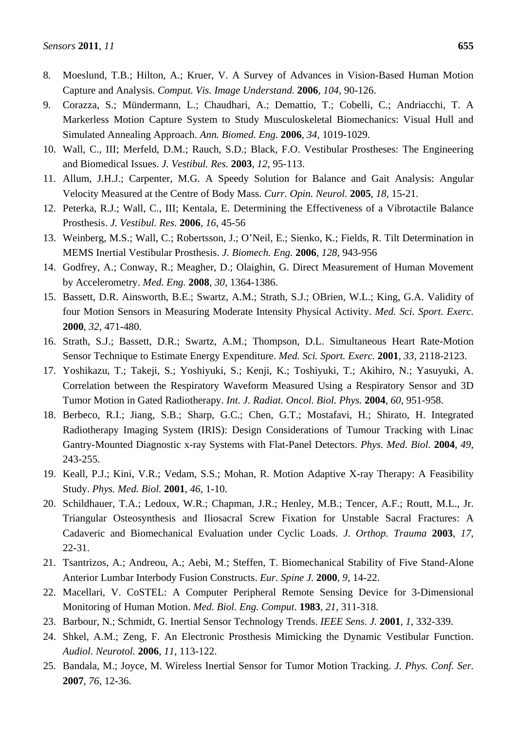8. Moeslund, T.B.; Hilton, A.; Kruer, V. A Survey of Advances in Vision-Based Human Motion Capture and Analysis. *Comput. Vis. Image Understand.* **2006**, *104*, 90-126.
9. Corazza, S.; Mündermann, L.; Chaudhari, A.; Demattio, T.; Cobelli, C.; Andriacchi, T. A Markerless Motion Capture System to Study Musculoskeletal Biomechanics: Visual Hull and Simulated Annealing Approach. *Ann. Biomed. Eng.* **2006**, *34*, 1019-1029.
10. Wall, C., III; Merfeld, D.M.; Rauch, S.D.; Black, F.O. Vestibular Prostheses: The Engineering and Biomedical Issues. *J. Vestibul. Res.* **2003**, *12*, 95-113.
11. Allum, J.H.J.; Carpenter, M.G. A Speedy Solution for Balance and Gait Analysis: Angular Velocity Measured at the Centre of Body Mass. *Curr. Opin. Neurol.* **2005**, *18*, 15-21.
12. Peterka, R.J.; Wall, C., III; Kentala, E. Determining the Effectiveness of a Vibrotactile Balance Prosthesis. *J. Vestibul. Res.* **2006**, *16*, 45-56
13. Weinberg, M.S.; Wall, C.; Robertsson, J.; O'Neil, E.; Sienko, K.; Fields, R. Tilt Determination in MEMS Inertial Vestibular Prosthesis. *J. Biomech. Eng.* **2006**, *128*, 943-956
14. Godfrey, A.; Conway, R.; Meagher, D.; Olaighin, G. Direct Measurement of Human Movement by Accelerometry. *Med. Eng.* **2008**, *30*, 1364-1386.
15. Bassett, D.R. Ainsworth, B.E.; Swartz, A.M.; Strath, S.J.; OBrien, W.L.; King, G.A. Validity of four Motion Sensors in Measuring Moderate Intensity Physical Activity. *Med. Sci. Sport. Exerc.* **2000**, *32*, 471-480.
16. Strath, S.J.; Bassett, D.R.; Swartz, A.M.; Thompson, D.L. Simultaneous Heart Rate-Motion Sensor Technique to Estimate Energy Expenditure. *Med. Sci. Sport. Exerc.* **2001**, *33*, 2118-2123.
17. Yoshikazu, T.; Takeji, S.; Yoshiyuki, S.; Kenji, K.; Toshiyuki, T.; Akihiro, N.; Yasuyuki, A. Correlation between the Respiratory Waveform Measured Using a Respiratory Sensor and 3D Tumor Motion in Gated Radiotherapy. *Int. J. Radiat. Oncol. Biol. Phys.* **2004**, *60*, 951-958.
18. Berbeco, R.I.; Jiang, S.B.; Sharp, G.C.; Chen, G.T.; Mostafavi, H.; Shirato, H. Integrated Radiotherapy Imaging System (IRIS): Design Considerations of Tumour Tracking with Linac Gantry-Mounted Diagnostic x-ray Systems with Flat-Panel Detectors. *Phys. Med. Biol.* **2004**, *49*, 243-255.
19. Keall, P.J.; Kini, V.R.; Vedam, S.S.; Mohan, R. Motion Adaptive X-ray Therapy: A Feasibility Study. *Phys. Med. Biol.* **2001**, *46*, 1-10.
20. Schildhauer, T.A.; Ledoux, W.R.; Chapman, J.R.; Henley, M.B.; Tencer, A.F.; Routt, M.L., Jr. Triangular Osteosynthesis and Iliosacral Screw Fixation for Unstable Sacral Fractures: A Cadaveric and Biomechanical Evaluation under Cyclic Loads. *J. Orthop. Trauma* **2003**, *17*, 22-31.
21. Tsantrizos, A.; Andreou, A.; Aebi, M.; Steffen, T. Biomechanical Stability of Five Stand-Alone Anterior Lumbar Interbody Fusion Constructs. *Eur. Spine J.* **2000**, *9*, 14-22.
22. Macellari, V. CoSTEL: A Computer Peripheral Remote Sensing Device for 3-Dimensional Monitoring of Human Motion. *Med. Biol. Eng. Comput.* **1983**, *21*, 311-318.
23. Barbour, N.; Schmidt, G. Inertial Sensor Technology Trends. *IEEE Sens. J.* **2001**, *1*, 332-339.
24. Shkel, A.M.; Zeng, F. An Electronic Prosthesis Mimicking the Dynamic Vestibular Function. *Audiol. Neurotol.* **2006**, *11*, 113-122.
25. Bandala, M.; Joyce, M. Wireless Inertial Sensor for Tumor Motion Tracking. *J. Phys. Conf. Ser.* **2007**, *76*, 12-36.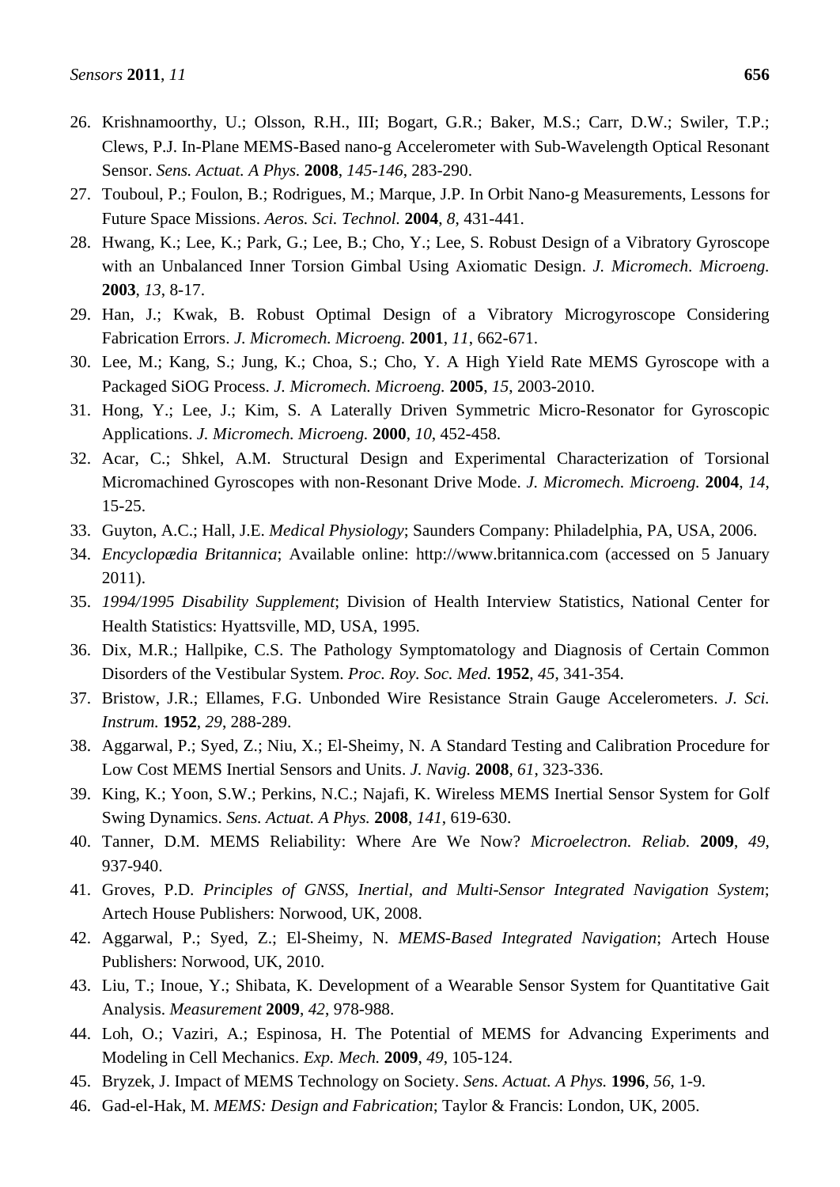26. Krishnamoorthy, U.; Olsson, R.H., III; Bogart, G.R.; Baker, M.S.; Carr, D.W.; Swiler, T.P.; Clews, P.J. In-Plane MEMS-Based nano-g Accelerometer with Sub-Wavelength Optical Resonant Sensor. *Sens. Actuat. A Phys.* **2008**, *145-146*, 283-290.
27. Touboul, P.; Foulon, B.; Rodrigues, M.; Marque, J.P. In Orbit Nano-g Measurements, Lessons for Future Space Missions. *Aeros. Sci. Technol.* **2004**, *8*, 431-441.
28. Hwang, K.; Lee, K.; Park, G.; Lee, B.; Cho, Y.; Lee, S. Robust Design of a Vibratory Gyroscope with an Unbalanced Inner Torsion Gimbal Using Axiomatic Design. *J. Micromech. Microeng.* **2003**, *13*, 8-17.
29. Han, J.; Kwak, B. Robust Optimal Design of a Vibratory Microgyroscope Considering Fabrication Errors. *J. Micromech. Microeng.* **2001**, *11*, 662-671.
30. Lee, M.; Kang, S.; Jung, K.; Choa, S.; Cho, Y. A High Yield Rate MEMS Gyroscope with a Packaged SiOG Process. *J. Micromech. Microeng.* **2005**, *15*, 2003-2010.
31. Hong, Y.; Lee, J.; Kim, S. A Laterally Driven Symmetric Micro-Resonator for Gyroscopic Applications. *J. Micromech. Microeng.* **2000**, *10*, 452-458.
32. Acar, C.; Shkel, A.M. Structural Design and Experimental Characterization of Torsional Micromachined Gyroscopes with non-Resonant Drive Mode. *J. Micromech. Microeng.* **2004**, *14*, 15-25.
33. Guyton, A.C.; Hall, J.E. *Medical Physiology*; Saunders Company: Philadelphia, PA, USA, 2006.
34. *Encyclopædia Britannica*; Available online: http://www.britannica.com (accessed on 5 January 2011).
35. *1994/1995 Disability Supplement*; Division of Health Interview Statistics, National Center for Health Statistics: Hyattsville, MD, USA, 1995.
36. Dix, M.R.; Hallpike, C.S. The Pathology Symptomatology and Diagnosis of Certain Common Disorders of the Vestibular System. *Proc. Roy. Soc. Med.* **1952**, *45*, 341-354.
37. Bristow, J.R.; Ellames, F.G. Unbonded Wire Resistance Strain Gauge Accelerometers. *J. Sci. Instrum.* **1952**, *29*, 288-289.
38. Aggarwal, P.; Syed, Z.; Niu, X.; El-Sheimy, N. A Standard Testing and Calibration Procedure for Low Cost MEMS Inertial Sensors and Units. *J. Navig.* **2008**, *61*, 323-336.
39. King, K.; Yoon, S.W.; Perkins, N.C.; Najafi, K. Wireless MEMS Inertial Sensor System for Golf Swing Dynamics. *Sens. Actuat. A Phys.* **2008**, *141*, 619-630.
40. Tanner, D.M. MEMS Reliability: Where Are We Now? *Microelectron. Reliab.* **2009**, *49*, 937-940.
41. Groves, P.D. *Principles of GNSS, Inertial, and Multi-Sensor Integrated Navigation System*; Artech House Publishers: Norwood, UK, 2008.
42. Aggarwal, P.; Syed, Z.; El-Sheimy, N. *MEMS-Based Integrated Navigation*; Artech House Publishers: Norwood, UK, 2010.
43. Liu, T.; Inoue, Y.; Shibata, K. Development of a Wearable Sensor System for Quantitative Gait Analysis. *Measurement* **2009**, *42*, 978-988.
44. Loh, O.; Vaziri, A.; Espinosa, H. The Potential of MEMS for Advancing Experiments and Modeling in Cell Mechanics. *Exp. Mech.* **2009**, *49*, 105-124.
45. Bryzek, J. Impact of MEMS Technology on Society. *Sens. Actuat. A Phys.* **1996**, *56*, 1-9.
46. Gad-el-Hak, M. *MEMS: Design and Fabrication*; Taylor & Francis: London, UK, 2005.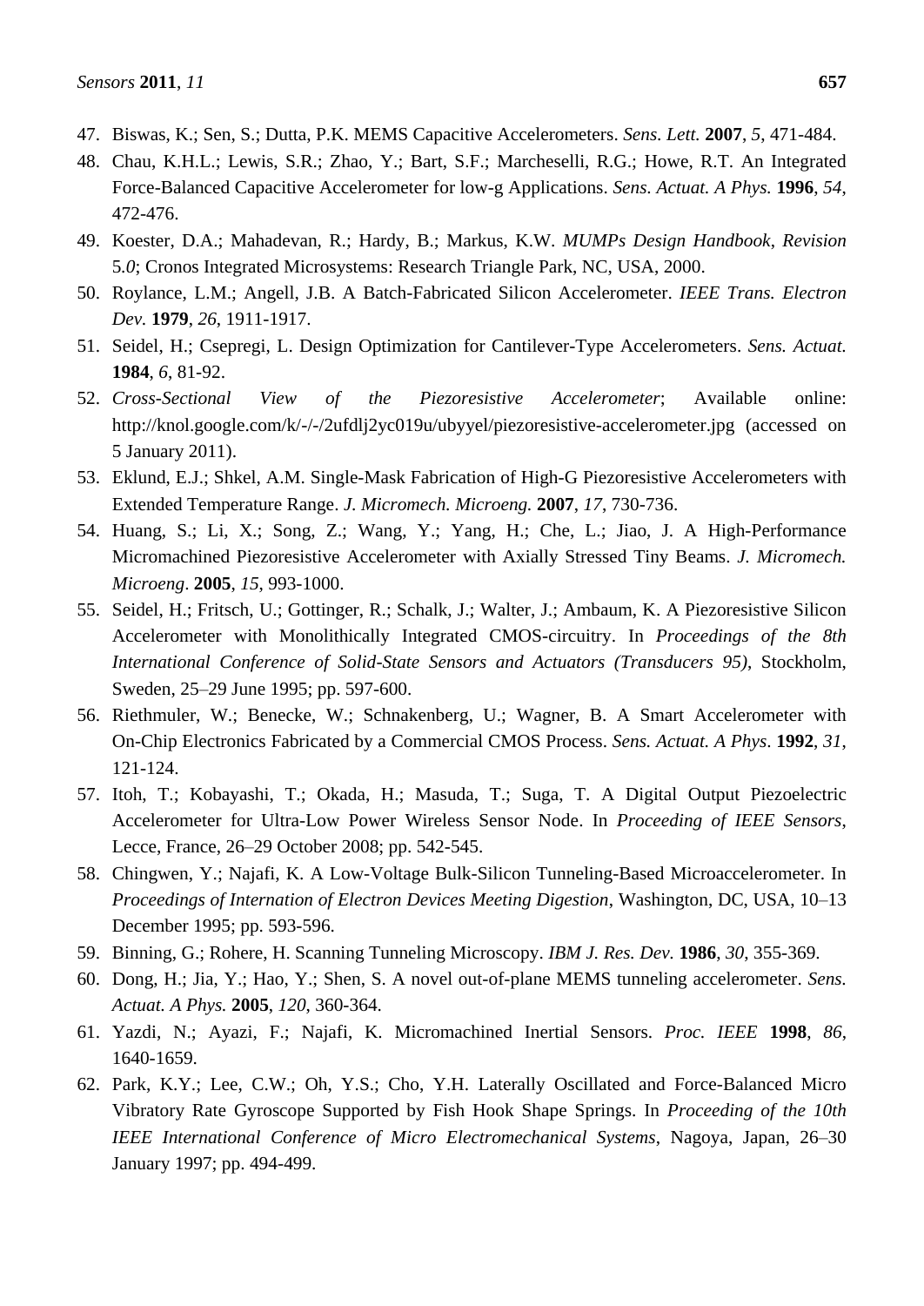47. Biswas, K.; Sen, S.; Dutta, P.K. MEMS Capacitive Accelerometers. *Sens. Lett.* **2007**, *5*, 471-484.
48. Chau, K.H.L.; Lewis, S.R.; Zhao, Y.; Bart, S.F.; Marcheselli, R.G.; Howe, R.T. An Integrated Force-Balanced Capacitive Accelerometer for low-g Applications. *Sens. Actuat. A Phys.* **1996**, *54*, 472-476.
49. Koester, D.A.; Mahadevan, R.; Hardy, B.; Markus, K.W. *MUMPs Design Handbook*, *Revision* 5*.0*; Cronos Integrated Microsystems: Research Triangle Park, NC, USA, 2000.
50. Roylance, L.M.; Angell, J.B. A Batch-Fabricated Silicon Accelerometer. *IEEE Trans. Electron Dev.* **1979**, *26*, 1911-1917.
51. Seidel, H.; Csepregi, L. Design Optimization for Cantilever-Type Accelerometers. *Sens. Actuat.* **1984**, *6*, 81-92.
52. *Cross-Sectional View of the Piezoresistive Accelerometer*; Available online: http://knol.google.com/k/-/-/2ufdlj2yc019u/ubyyel/piezoresistive-accelerometer.jpg (accessed on 5 January 2011).
53. Eklund, E.J.; Shkel, A.M. Single-Mask Fabrication of High-G Piezoresistive Accelerometers with Extended Temperature Range. *J. Micromech. Microeng.* **2007**, *17*, 730-736.
54. Huang, S.; Li, X.; Song, Z.; Wang, Y.; Yang, H.; Che, L.; Jiao, J. A High-Performance Micromachined Piezoresistive Accelerometer with Axially Stressed Tiny Beams. *J. Micromech. Microeng*. **2005**, *15*, 993-1000.
55. Seidel, H.; Fritsch, U.; Gottinger, R.; Schalk, J.; Walter, J.; Ambaum, K. A Piezoresistive Silicon Accelerometer with Monolithically Integrated CMOS-circuitry. In *Proceedings of the 8th International Conference of Solid-State Sensors and Actuators (Transducers 95)*, Stockholm, Sweden, 25–29 June 1995; pp. 597-600.
56. Riethmuler, W.; Benecke, W.; Schnakenberg, U.; Wagner, B. A Smart Accelerometer with On-Chip Electronics Fabricated by a Commercial CMOS Process. *Sens. Actuat. A Phys*. **1992**, *31*, 121-124.
57. Itoh, T.; Kobayashi, T.; Okada, H.; Masuda, T.; Suga, T. A Digital Output Piezoelectric Accelerometer for Ultra-Low Power Wireless Sensor Node. In *Proceeding of IEEE Sensors*, Lecce, France, 26–29 October 2008; pp. 542-545.
58. Chingwen, Y.; Najafi, K. A Low-Voltage Bulk-Silicon Tunneling-Based Microaccelerometer. In *Proceedings of Internation of Electron Devices Meeting Digestion*, Washington, DC, USA, 10–13 December 1995; pp. 593-596.
59. Binning, G.; Rohere, H. Scanning Tunneling Microscopy. *IBM J. Res. Dev.* **1986**, *30*, 355-369.
60. Dong, H.; Jia, Y.; Hao, Y.; Shen, S. A novel out-of-plane MEMS tunneling accelerometer. *Sens. Actuat. A Phys.* **2005**, *120*, 360-364.
61. Yazdi, N.; Ayazi, F.; Najafi, K. Micromachined Inertial Sensors. *Proc. IEEE* **1998**, *86*, 1640-1659.
62. Park, K.Y.; Lee, C.W.; Oh, Y.S.; Cho, Y.H. Laterally Oscillated and Force-Balanced Micro Vibratory Rate Gyroscope Supported by Fish Hook Shape Springs. In *Proceeding of the 10th IEEE International Conference of Micro Electromechanical Systems*, Nagoya, Japan, 26–30 January 1997; pp. 494-499.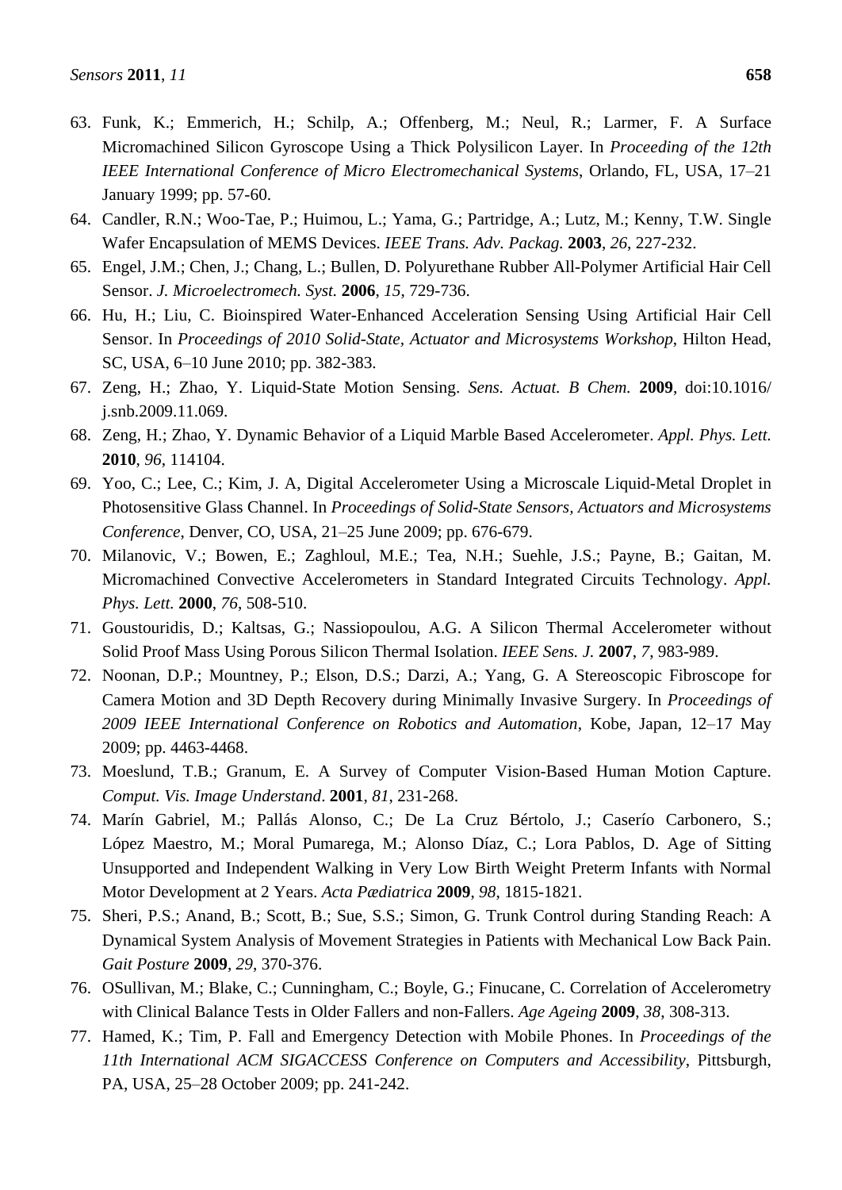63. Funk, K.; Emmerich, H.; Schilp, A.; Offenberg, M.; Neul, R.; Larmer, F. A Surface Micromachined Silicon Gyroscope Using a Thick Polysilicon Layer. In *Proceeding of the 12th IEEE International Conference of Micro Electromechanical Systems*, Orlando, FL, USA, 17–21 January 1999; pp. 57-60.
64. Candler, R.N.; Woo-Tae, P.; Huimou, L.; Yama, G.; Partridge, A.; Lutz, M.; Kenny, T.W. Single Wafer Encapsulation of MEMS Devices. *IEEE Trans. Adv. Packag.* **2003**, *26*, 227-232.
65. Engel, J.M.; Chen, J.; Chang, L.; Bullen, D. Polyurethane Rubber All-Polymer Artificial Hair Cell Sensor. *J. Microelectromech. Syst.* **2006**, *15*, 729-736.
66. Hu, H.; Liu, C. Bioinspired Water-Enhanced Acceleration Sensing Using Artificial Hair Cell Sensor. In *Proceedings of 2010 Solid-State, Actuator and Microsystems Workshop*, Hilton Head, SC, USA, 6–10 June 2010; pp. 382-383.
67. Zeng, H.; Zhao, Y. Liquid-State Motion Sensing. *Sens. Actuat. B Chem.* **2009**, doi:10.1016/ j.snb.2009.11.069.
68. Zeng, H.; Zhao, Y. Dynamic Behavior of a Liquid Marble Based Accelerometer. *Appl. Phys. Lett.* **2010**, *96*, 114104.
69. Yoo, C.; Lee, C.; Kim, J. A, Digital Accelerometer Using a Microscale Liquid-Metal Droplet in Photosensitive Glass Channel. In *Proceedings of Solid-State Sensors, Actuators and Microsystems Conference*, Denver, CO, USA, 21–25 June 2009; pp. 676-679.
70. Milanovic, V.; Bowen, E.; Zaghloul, M.E.; Tea, N.H.; Suehle, J.S.; Payne, B.; Gaitan, M. Micromachined Convective Accelerometers in Standard Integrated Circuits Technology. *Appl. Phys. Lett.* **2000**, *76*, 508-510.
71. Goustouridis, D.; Kaltsas, G.; Nassiopoulou, A.G. A Silicon Thermal Accelerometer without Solid Proof Mass Using Porous Silicon Thermal Isolation. *IEEE Sens. J.* **2007**, *7*, 983-989.
72. Noonan, D.P.; Mountney, P.; Elson, D.S.; Darzi, A.; Yang, G. A Stereoscopic Fibroscope for Camera Motion and 3D Depth Recovery during Minimally Invasive Surgery. In *Proceedings of 2009 IEEE International Conference on Robotics and Automation*, Kobe, Japan, 12–17 May 2009; pp. 4463-4468.
73. Moeslund, T.B.; Granum, E. A Survey of Computer Vision-Based Human Motion Capture. *Comput. Vis. Image Understand*. **2001**, *81*, 231-268.
74. Marín Gabriel, M.; Pallás Alonso, C.; De La Cruz Bértolo, J.; Caserío Carbonero, S.; López Maestro, M.; Moral Pumarega, M.; Alonso Díaz, C.; Lora Pablos, D. Age of Sitting Unsupported and Independent Walking in Very Low Birth Weight Preterm Infants with Normal Motor Development at 2 Years. *Acta Pædiatrica* **2009**, *98*, 1815-1821.
75. Sheri, P.S.; Anand, B.; Scott, B.; Sue, S.S.; Simon, G. Trunk Control during Standing Reach: A Dynamical System Analysis of Movement Strategies in Patients with Mechanical Low Back Pain. *Gait Posture* **2009**, *29*, 370-376.
76. OSullivan, M.; Blake, C.; Cunningham, C.; Boyle, G.; Finucane, C. Correlation of Accelerometry with Clinical Balance Tests in Older Fallers and non-Fallers. *Age Ageing* **2009**, *38*, 308-313.
77. Hamed, K.; Tim, P. Fall and Emergency Detection with Mobile Phones. In *Proceedings of the 11th International ACM SIGACCESS Conference on Computers and Accessibility*, Pittsburgh, PA, USA, 25–28 October 2009; pp. 241-242.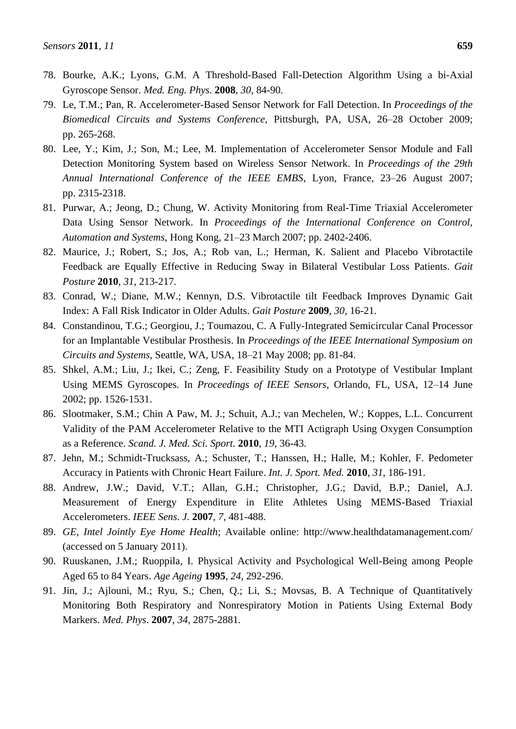78. Bourke, A.K.; Lyons, G.M. A Threshold-Based Fall-Detection Algorithm Using a bi-Axial Gyroscope Sensor. *Med. Eng. Phys.* **2008**, *30*, 84-90.
79. Le, T.M.; Pan, R. Accelerometer-Based Sensor Network for Fall Detection. In *Proceedings of the Biomedical Circuits and Systems Conference*, Pittsburgh, PA, USA, 26–28 October 2009; pp. 265-268.
80. Lee, Y.; Kim, J.; Son, M.; Lee, M. Implementation of Accelerometer Sensor Module and Fall Detection Monitoring System based on Wireless Sensor Network. In *Proceedings of the 29th Annual International Conference of the IEEE EMBS*, Lyon, France, 23–26 August 2007; pp. 2315-2318.
81. Purwar, A.; Jeong, D.; Chung, W. Activity Monitoring from Real-Time Triaxial Accelerometer Data Using Sensor Network. In *Proceedings of the International Conference on Control, Automation and Systems*, Hong Kong, 21–23 March 2007; pp. 2402-2406.
82. Maurice, J.; Robert, S.; Jos, A.; Rob van, L.; Herman, K. Salient and Placebo Vibrotactile Feedback are Equally Effective in Reducing Sway in Bilateral Vestibular Loss Patients. *Gait Posture* **2010**, *31*, 213-217.
83. Conrad, W.; Diane, M.W.; Kennyn, D.S. Vibrotactile tilt Feedback Improves Dynamic Gait Index: A Fall Risk Indicator in Older Adults. *Gait Posture* **2009**, *30*, 16-21.
84. Constandinou, T.G.; Georgiou, J.; Toumazou, C. A Fully-Integrated Semicircular Canal Processor for an Implantable Vestibular Prosthesis. In *Proceedings of the IEEE International Symposium on Circuits and Systems*, Seattle, WA, USA, 18–21 May 2008; pp. 81-84.
85. Shkel, A.M.; Liu, J.; Ikei, C.; Zeng, F. Feasibility Study on a Prototype of Vestibular Implant Using MEMS Gyroscopes. In *Proceedings of IEEE Sensors*, Orlando, FL, USA, 12–14 June 2002; pp. 1526-1531.
86. Slootmaker, S.M.; Chin A Paw, M. J.; Schuit, A.J.; van Mechelen, W.; Koppes, L.L. Concurrent Validity of the PAM Accelerometer Relative to the MTI Actigraph Using Oxygen Consumption as a Reference. *Scand. J. Med. Sci. Sport.* **2010**, *19*, 36-43.
87. Jehn, M.; Schmidt-Trucksass, A.; Schuster, T.; Hanssen, H.; Halle, M.; Kohler, F. Pedometer Accuracy in Patients with Chronic Heart Failure. *Int. J. Sport. Med.* **2010**, *31*, 186-191.
88. Andrew, J.W.; David, V.T.; Allan, G.H.; Christopher, J.G.; David, B.P.; Daniel, A.J. Measurement of Energy Expenditure in Elite Athletes Using MEMS-Based Triaxial Accelerometers. *IEEE Sens. J.* **2007**, *7*, 481-488.
89. *GE, Intel Jointly Eye Home Health*; Available online: http://www.healthdatamanagement.com/ (accessed on 5 January 2011).
90. Ruuskanen, J.M.; Ruoppila, I. Physical Activity and Psychological Well-Being among People Aged 65 to 84 Years. *Age Ageing* **1995**, *24*, 292-296.
91. Jin, J.; Ajlouni, M.; Ryu, S.; Chen, Q.; Li, S.; Movsas, B. A Technique of Quantitatively Monitoring Both Respiratory and Nonrespiratory Motion in Patients Using External Body Markers. *Med. Phys*. **2007**, *34*, 2875-2881.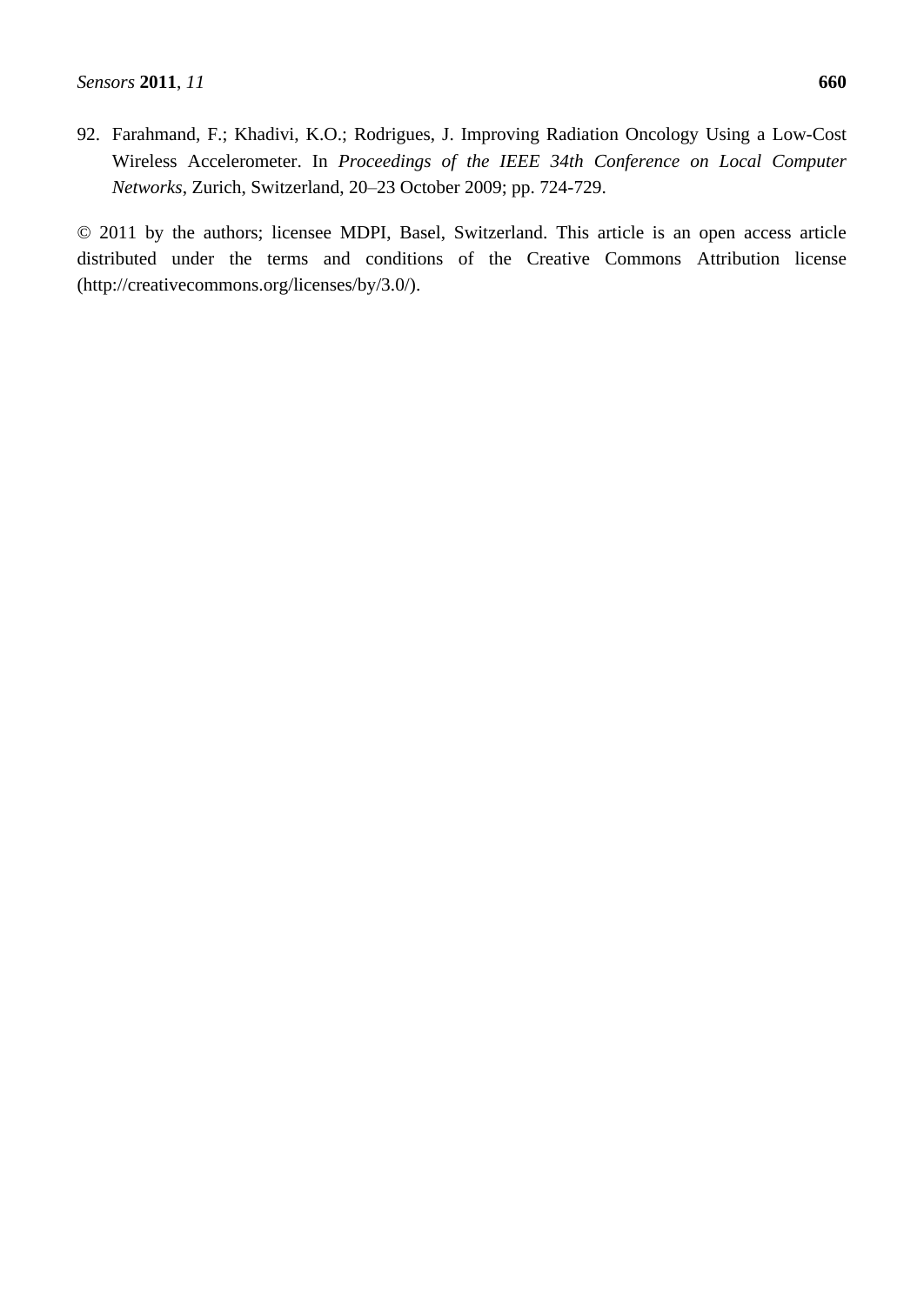92. Farahmand, F.; Khadivi, K.O.; Rodrigues, J. Improving Radiation Oncology Using a Low-Cost Wireless Accelerometer. In *Proceedings of the IEEE 34th Conference on Local Computer Networks*, Zurich, Switzerland, 20–23 October 2009; pp. 724-729.

© 2011 by the authors; licensee MDPI, Basel, Switzerland. This article is an open access article distributed under the terms and conditions of the Creative Commons Attribution license (http://creativecommons.org/licenses/by/3.0/).